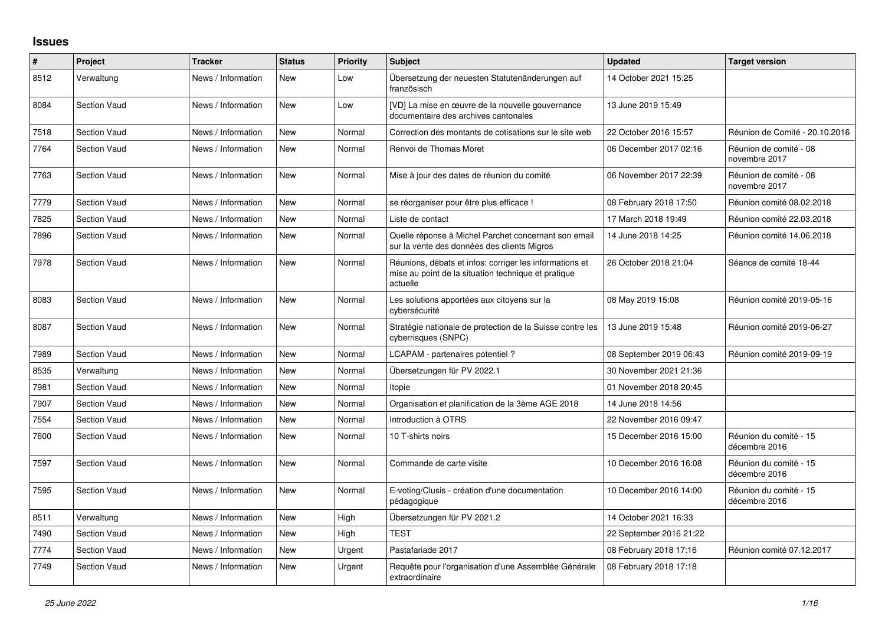## Issues

| # | Project | Tracker | Status | Priority | Subject | Updated | Target version |
|---|---|---|---|---|---|---|---|
| 8512 | Verwaltung | News / Information | New | Low | Übersetzung der neuesten Statutenänderungen auf französisch | 14 October 2021 15:25 | |
| 8084 | Section Vaud | News / Information | New | Low | [VD] La mise en œuvre de la nouvelle gouvernance documentaire des archives cantonales | 13 June 2019 15:49 | |
| 7518 | Section Vaud | News / Information | New | Normal | Correction des montants de cotisations sur le site web | 22 October 2016 15:57 | Réunion de Comité - 20.10.2016 |
| 7764 | Section Vaud | News / Information | New | Normal | Renvoi de Thomas Moret | 06 December 2017 02:16 | Réunion de comité - 08 novembre 2017 |
| 7763 | Section Vaud | News / Information | New | Normal | Mise à jour des dates de réunion du comité | 06 November 2017 22:39 | Réunion de comité - 08 novembre 2017 |
| 7779 | Section Vaud | News / Information | New | Normal | se réorganiser pour être plus efficace ! | 08 February 2018 17:50 | Réunion comité 08.02.2018 |
| 7825 | Section Vaud | News / Information | New | Normal | Liste de contact | 17 March 2018 19:49 | Réunion comité 22.03.2018 |
| 7896 | Section Vaud | News / Information | New | Normal | Quelle réponse à Michel Parchet concernant son email sur la vente des données des clients Migros | 14 June 2018 14:25 | Réunion comité 14.06.2018 |
| 7978 | Section Vaud | News / Information | New | Normal | Réunions, débats et infos: corriger les informations et mise au point de la situation technique et pratique actuelle | 26 October 2018 21:04 | Séance de comité 18-44 |
| 8083 | Section Vaud | News / Information | New | Normal | Les solutions apportées aux citoyens sur la cybersécurité | 08 May 2019 15:08 | Réunion comité 2019-05-16 |
| 8087 | Section Vaud | News / Information | New | Normal | Stratégie nationale de protection de la Suisse contre les cyberrisques (SNPC) | 13 June 2019 15:48 | Réunion comité 2019-06-27 |
| 7989 | Section Vaud | News / Information | New | Normal | LCAPAM - partenaires potentiel ? | 08 September 2019 06:43 | Réunion comité 2019-09-19 |
| 8535 | Verwaltung | News / Information | New | Normal | Übersetzungen für PV 2022.1 | 30 November 2021 21:36 | |
| 7981 | Section Vaud | News / Information | New | Normal | Itopie | 01 November 2018 20:45 | |
| 7907 | Section Vaud | News / Information | New | Normal | Organisation et planification de la 3ème AGE 2018 | 14 June 2018 14:56 | |
| 7554 | Section Vaud | News / Information | New | Normal | Introduction à OTRS | 22 November 2016 09:47 | |
| 7600 | Section Vaud | News / Information | New | Normal | 10 T-shirts noirs | 15 December 2016 15:00 | Réunion du comité - 15 décembre 2016 |
| 7597 | Section Vaud | News / Information | New | Normal | Commande de carte visite | 10 December 2016 16:08 | Réunion du comité - 15 décembre 2016 |
| 7595 | Section Vaud | News / Information | New | Normal | E-voting/Clusis - création d'une documentation pédagogique | 10 December 2016 14:00 | Réunion du comité - 15 décembre 2016 |
| 8511 | Verwaltung | News / Information | New | High | Übersetzungen für PV 2021.2 | 14 October 2021 16:33 | |
| 7490 | Section Vaud | News / Information | New | High | TEST | 22 September 2016 21:22 | |
| 7774 | Section Vaud | News / Information | New | Urgent | Pastafariade 2017 | 08 February 2018 17:16 | Réunion comité 07.12.2017 |
| 7749 | Section Vaud | News / Information | New | Urgent | Requête pour l'organisation d'une Assemblée Générale extraordinaire | 08 February 2018 17:18 | |

*25 June 2022*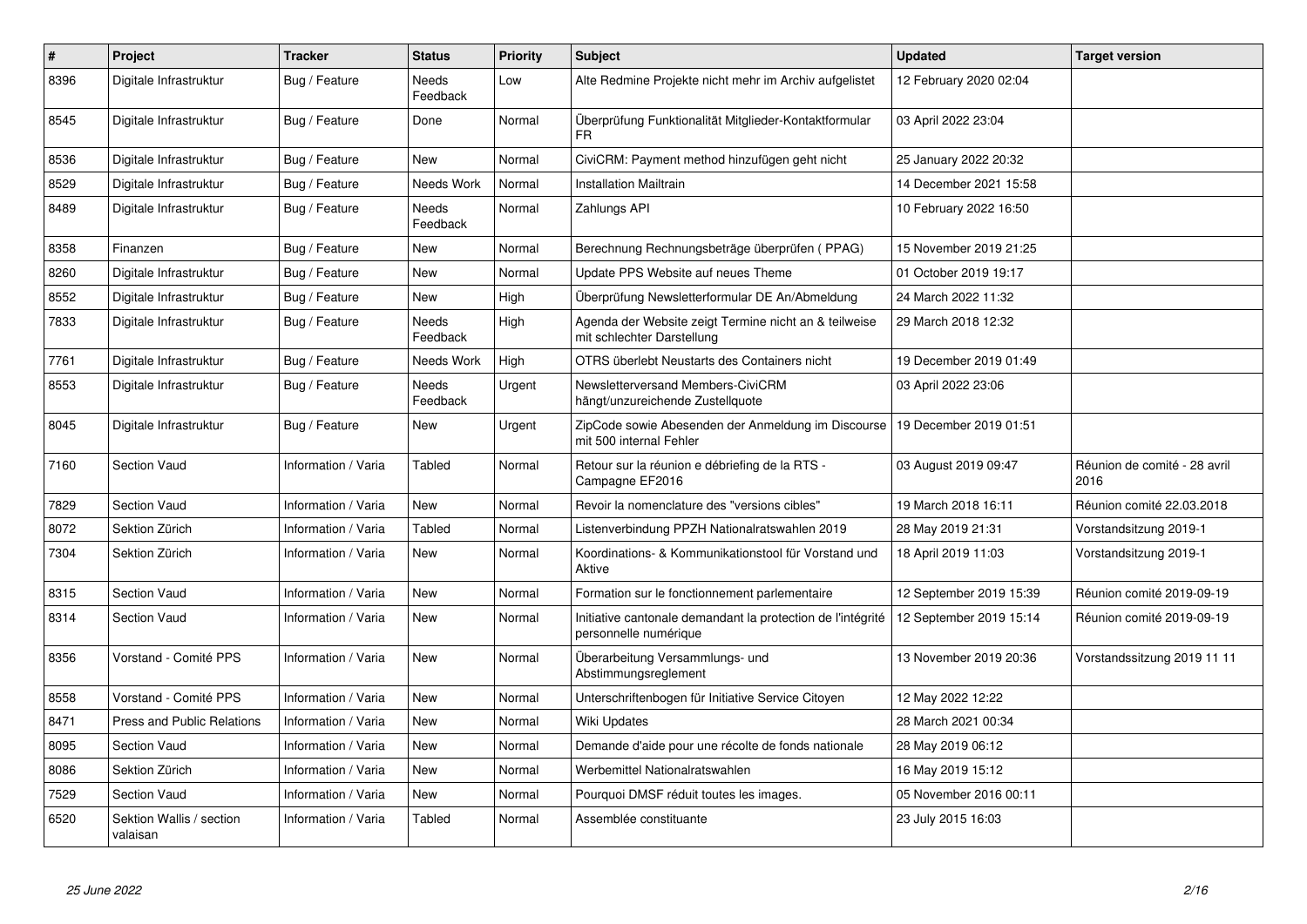| # | Project | Tracker | Status | Priority | Subject | Updated | Target version |
|---|---|---|---|---|---|---|---|
| 8396 | Digitale Infrastruktur | Bug / Feature | Needs Feedback | Low | Alte Redmine Projekte nicht mehr im Archiv aufgelistet | 12 February 2020 02:04 | |
| 8545 | Digitale Infrastruktur | Bug / Feature | Done | Normal | Überprüfung Funktionalität Mitglieder-Kontaktformular FR | 03 April 2022 23:04 | |
| 8536 | Digitale Infrastruktur | Bug / Feature | New | Normal | CiviCRM: Payment method hinzufügen geht nicht | 25 January 2022 20:32 | |
| 8529 | Digitale Infrastruktur | Bug / Feature | Needs Work | Normal | Installation Mailtrain | 14 December 2021 15:58 | |
| 8489 | Digitale Infrastruktur | Bug / Feature | Needs Feedback | Normal | Zahlungs API | 10 February 2022 16:50 | |
| 8358 | Finanzen | Bug / Feature | New | Normal | Berechnung Rechnungsbeträge überprüfen ( PPAG) | 15 November 2019 21:25 | |
| 8260 | Digitale Infrastruktur | Bug / Feature | New | Normal | Update PPS Website auf neues Theme | 01 October 2019 19:17 | |
| 8552 | Digitale Infrastruktur | Bug / Feature | New | High | Überprüfung Newsletterformular DE An/Abmeldung | 24 March 2022 11:32 | |
| 7833 | Digitale Infrastruktur | Bug / Feature | Needs Feedback | High | Agenda der Website zeigt Termine nicht an & teilweise mit schlechter Darstellung | 29 March 2018 12:32 | |
| 7761 | Digitale Infrastruktur | Bug / Feature | Needs Work | High | OTRS überlebt Neustarts des Containers nicht | 19 December 2019 01:49 | |
| 8553 | Digitale Infrastruktur | Bug / Feature | Needs Feedback | Urgent | Newsletterversand Members-CiviCRM hängt/unzureichende Zustellquote | 03 April 2022 23:06 | |
| 8045 | Digitale Infrastruktur | Bug / Feature | New | Urgent | ZipCode sowie Abesenden der Anmeldung im Discourse mit 500 internal Fehler | 19 December 2019 01:51 | |
| 7160 | Section Vaud | Information / Varia | Tabled | Normal | Retour sur la réunion e débriefing de la RTS - Campagne EF2016 | 03 August 2019 09:47 | Réunion de comité - 28 avril 2016 |
| 7829 | Section Vaud | Information / Varia | New | Normal | Revoir la nomenclature des "versions cibles" | 19 March 2018 16:11 | Réunion comité 22.03.2018 |
| 8072 | Sektion Zürich | Information / Varia | Tabled | Normal | Listenverbindung PPZH Nationalratswahlen 2019 | 28 May 2019 21:31 | Vorstandsitzung 2019-1 |
| 7304 | Sektion Zürich | Information / Varia | New | Normal | Koordinations- & Kommunikationstool für Vorstand und Aktive | 18 April 2019 11:03 | Vorstandsitzung 2019-1 |
| 8315 | Section Vaud | Information / Varia | New | Normal | Formation sur le fonctionnement parlementaire | 12 September 2019 15:39 | Réunion comité 2019-09-19 |
| 8314 | Section Vaud | Information / Varia | New | Normal | Initiative cantonale demandant la protection de l'intégrité personnelle numérique | 12 September 2019 15:14 | Réunion comité 2019-09-19 |
| 8356 | Vorstand - Comité PPS | Information / Varia | New | Normal | Überarbeitung Versammlungs- und Abstimmungsreglement | 13 November 2019 20:36 | Vorstandssitzung 2019 11 11 |
| 8558 | Vorstand - Comité PPS | Information / Varia | New | Normal | Unterschriftenbogen für Initiative Service Citoyen | 12 May 2022 12:22 | |
| 8471 | Press and Public Relations | Information / Varia | New | Normal | Wiki Updates | 28 March 2021 00:34 | |
| 8095 | Section Vaud | Information / Varia | New | Normal | Demande d'aide pour une récolte de fonds nationale | 28 May 2019 06:12 | |
| 8086 | Sektion Zürich | Information / Varia | New | Normal | Werbemittel Nationalratswahlen | 16 May 2019 15:12 | |
| 7529 | Section Vaud | Information / Varia | New | Normal | Pourquoi DMSF réduit toutes les images. | 05 November 2016 00:11 | |
| 6520 | Sektion Wallis / section valaisan | Information / Varia | Tabled | Normal | Assemblée constituante | 23 July 2015 16:03 | |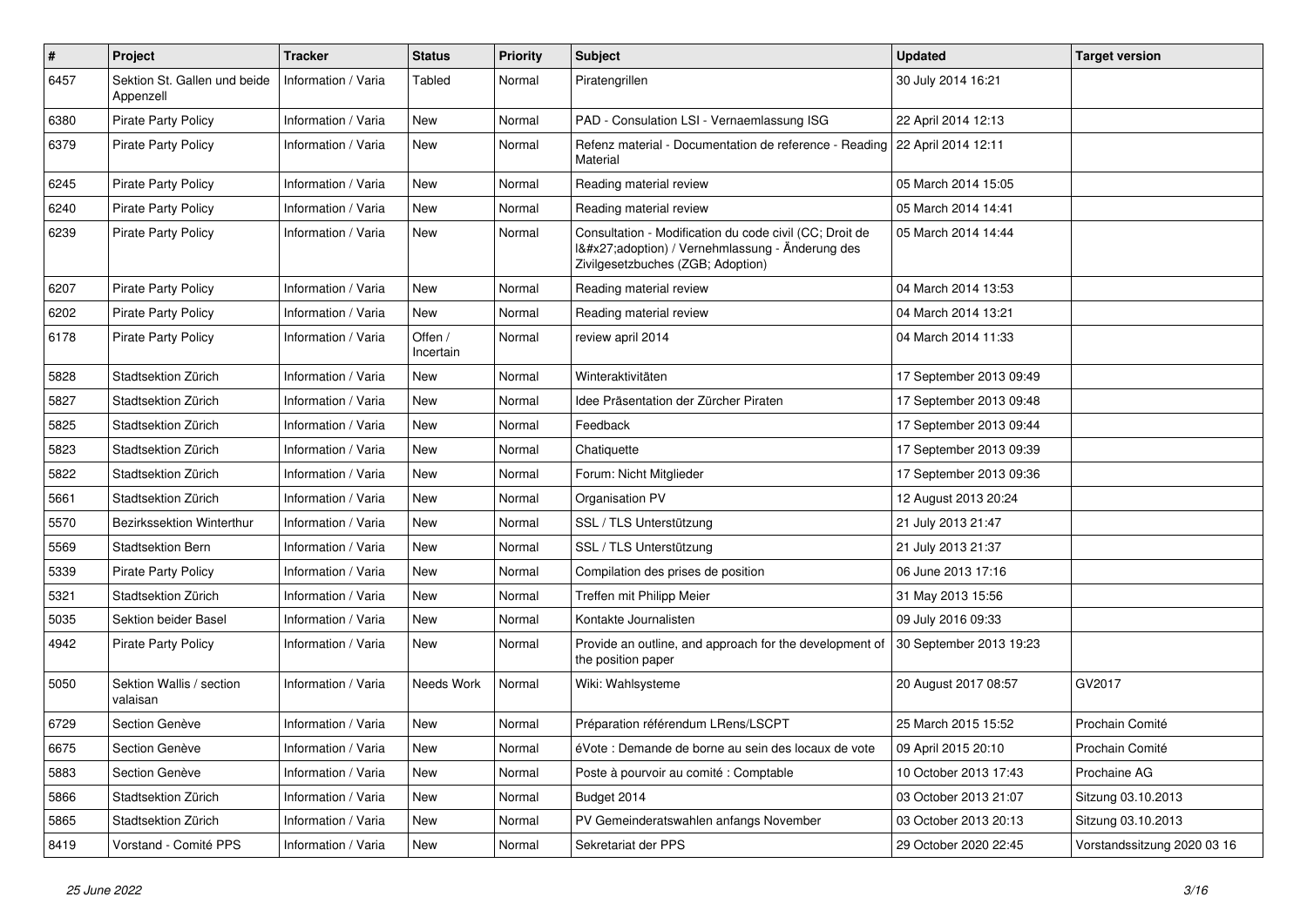| # | Project | Tracker | Status | Priority | Subject | Updated | Target version |
|---|---|---|---|---|---|---|---|
| 6457 | Sektion St. Gallen und beide Appenzell | Information / Varia | Tabled | Normal | Piratengrillen | 30 July 2014 16:21 | |
| 6380 | Pirate Party Policy | Information / Varia | New | Normal | PAD - Consulation LSI - Vernaemlassung ISG | 22 April 2014 12:13 | |
| 6379 | Pirate Party Policy | Information / Varia | New | Normal | Refenz material - Documentation de reference - Reading Material | 22 April 2014 12:11 | |
| 6245 | Pirate Party Policy | Information / Varia | New | Normal | Reading material review | 05 March 2014 15:05 | |
| 6240 | Pirate Party Policy | Information / Varia | New | Normal | Reading material review | 05 March 2014 14:41 | |
| 6239 | Pirate Party Policy | Information / Varia | New | Normal | Consultation - Modification du code civil (CC; Droit de l&#x27;adoption) / Vernehmlassung - Änderung des Zivilgesetzbuches (ZGB; Adoption) | 05 March 2014 14:44 | |
| 6207 | Pirate Party Policy | Information / Varia | New | Normal | Reading material review | 04 March 2014 13:53 | |
| 6202 | Pirate Party Policy | Information / Varia | New | Normal | Reading material review | 04 March 2014 13:21 | |
| 6178 | Pirate Party Policy | Information / Varia | Offen / Incertain | Normal | review april 2014 | 04 March 2014 11:33 | |
| 5828 | Stadtsektion Zürich | Information / Varia | New | Normal | Winteraktivitäten | 17 September 2013 09:49 | |
| 5827 | Stadtsektion Zürich | Information / Varia | New | Normal | Idee Präsentation der Zürcher Piraten | 17 September 2013 09:48 | |
| 5825 | Stadtsektion Zürich | Information / Varia | New | Normal | Feedback | 17 September 2013 09:44 | |
| 5823 | Stadtsektion Zürich | Information / Varia | New | Normal | Chatiquette | 17 September 2013 09:39 | |
| 5822 | Stadtsektion Zürich | Information / Varia | New | Normal | Forum: Nicht Mitglieder | 17 September 2013 09:36 | |
| 5661 | Stadtsektion Zürich | Information / Varia | New | Normal | Organisation PV | 12 August 2013 20:24 | |
| 5570 | Bezirkssektion Winterthur | Information / Varia | New | Normal | SSL / TLS Unterstützung | 21 July 2013 21:47 | |
| 5569 | Stadtsektion Bern | Information / Varia | New | Normal | SSL / TLS Unterstützung | 21 July 2013 21:37 | |
| 5339 | Pirate Party Policy | Information / Varia | New | Normal | Compilation des prises de position | 06 June 2013 17:16 | |
| 5321 | Stadtsektion Zürich | Information / Varia | New | Normal | Treffen mit Philipp Meier | 31 May 2013 15:56 | |
| 5035 | Sektion beider Basel | Information / Varia | New | Normal | Kontakte Journalisten | 09 July 2016 09:33 | |
| 4942 | Pirate Party Policy | Information / Varia | New | Normal | Provide an outline, and approach for the development of the position paper | 30 September 2013 19:23 | |
| 5050 | Sektion Wallis / section valaisan | Information / Varia | Needs Work | Normal | Wiki: Wahlsysteme | 20 August 2017 08:57 | GV2017 |
| 6729 | Section Genève | Information / Varia | New | Normal | Préparation référendum LRens/LSCPT | 25 March 2015 15:52 | Prochain Comité |
| 6675 | Section Genève | Information / Varia | New | Normal | éVote : Demande de borne au sein des locaux de vote | 09 April 2015 20:10 | Prochain Comité |
| 5883 | Section Genève | Information / Varia | New | Normal | Poste à pourvoir au comité : Comptable | 10 October 2013 17:43 | Prochaine AG |
| 5866 | Stadtsektion Zürich | Information / Varia | New | Normal | Budget 2014 | 03 October 2013 21:07 | Sitzung 03.10.2013 |
| 5865 | Stadtsektion Zürich | Information / Varia | New | Normal | PV Gemeinderatswahlen anfangs November | 03 October 2013 20:13 | Sitzung 03.10.2013 |
| 8419 | Vorstand - Comité PPS | Information / Varia | New | Normal | Sekretariat der PPS | 29 October 2020 22:45 | Vorstandssitzung 2020 03 16 |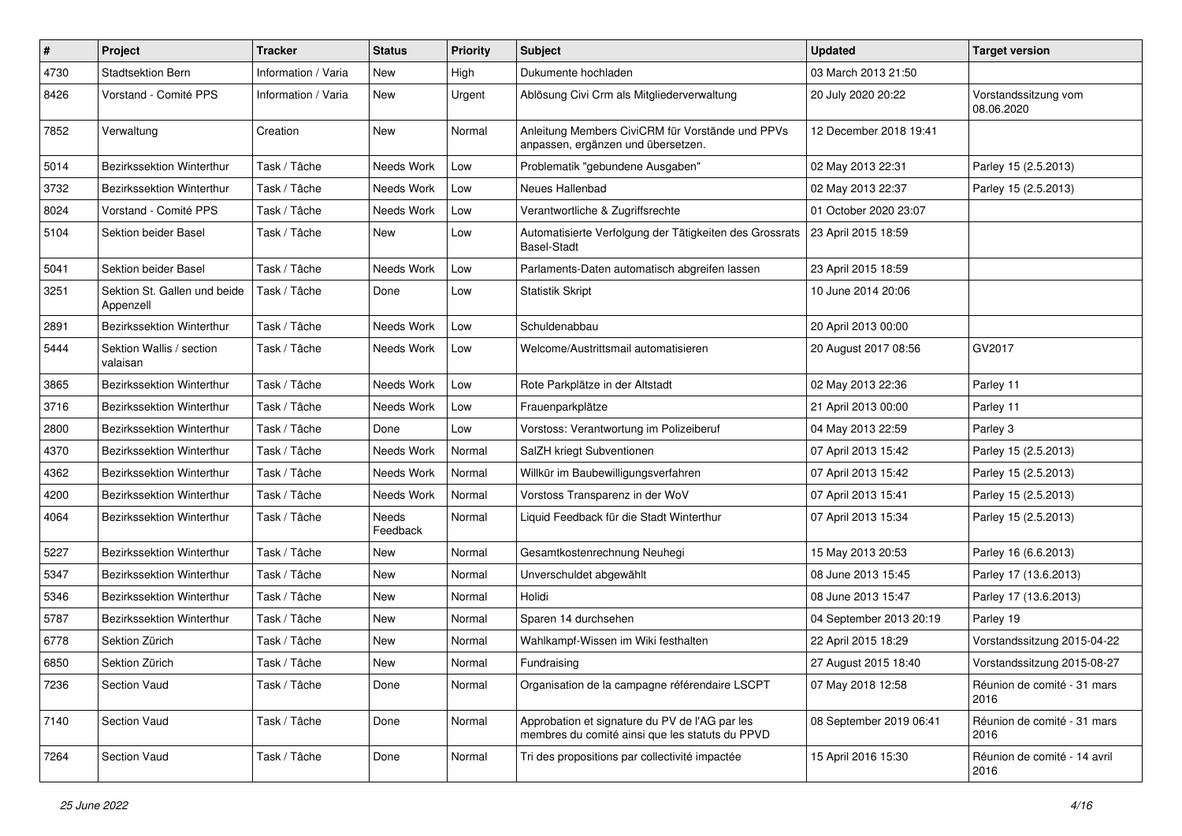| # | Project | Tracker | Status | Priority | Subject | Updated | Target version |
|---|---|---|---|---|---|---|---|
| 4730 | Stadtsektion Bern | Information / Varia | New | High | Dukumente hochladen | 03 March 2013 21:50 | |
| 8426 | Vorstand - Comité PPS | Information / Varia | New | Urgent | Ablösung Civi Crm als Mitgliederverwaltung | 20 July 2020 20:22 | Vorstandssitzung vom 08.06.2020 |
| 7852 | Verwaltung | Creation | New | Normal | Anleitung Members CiviCRM für Vorstände und PPVs anpassen, ergänzen und übersetzen. | 12 December 2018 19:41 | |
| 5014 | Bezirkssektion Winterthur | Task / Tâche | Needs Work | Low | Problematik "gebundene Ausgaben" | 02 May 2013 22:31 | Parley 15 (2.5.2013) |
| 3732 | Bezirkssektion Winterthur | Task / Tâche | Needs Work | Low | Neues Hallenbad | 02 May 2013 22:37 | Parley 15 (2.5.2013) |
| 8024 | Vorstand - Comité PPS | Task / Tâche | Needs Work | Low | Verantwortliche & Zugriffsrechte | 01 October 2020 23:07 | |
| 5104 | Sektion beider Basel | Task / Tâche | New | Low | Automatisierte Verfolgung der Tätigkeiten des Grossrats Basel-Stadt | 23 April 2015 18:59 | |
| 5041 | Sektion beider Basel | Task / Tâche | Needs Work | Low | Parlaments-Daten automatisch abgreifen lassen | 23 April 2015 18:59 | |
| 3251 | Sektion St. Gallen und beide Appenzell | Task / Tâche | Done | Low | Statistik Skript | 10 June 2014 20:06 | |
| 2891 | Bezirkssektion Winterthur | Task / Tâche | Needs Work | Low | Schuldenabbau | 20 April 2013 00:00 | |
| 5444 | Sektion Wallis / section valaisan | Task / Tâche | Needs Work | Low | Welcome/Austrittsmail automatisieren | 20 August 2017 08:56 | GV2017 |
| 3865 | Bezirkssektion Winterthur | Task / Tâche | Needs Work | Low | Rote Parkplätze in der Altstadt | 02 May 2013 22:36 | Parley 11 |
| 3716 | Bezirkssektion Winterthur | Task / Tâche | Needs Work | Low | Frauenparkplätze | 21 April 2013 00:00 | Parley 11 |
| 2800 | Bezirkssektion Winterthur | Task / Tâche | Done | Low | Vorstoss: Verantwortung im Polizeiberuf | 04 May 2013 22:59 | Parley 3 |
| 4370 | Bezirkssektion Winterthur | Task / Tâche | Needs Work | Normal | SalZH kriegt Subventionen | 07 April 2013 15:42 | Parley 15 (2.5.2013) |
| 4362 | Bezirkssektion Winterthur | Task / Tâche | Needs Work | Normal | Willkür im Baubewilligungsverfahren | 07 April 2013 15:42 | Parley 15 (2.5.2013) |
| 4200 | Bezirkssektion Winterthur | Task / Tâche | Needs Work | Normal | Vorstoss Transparenz in der WoV | 07 April 2013 15:41 | Parley 15 (2.5.2013) |
| 4064 | Bezirkssektion Winterthur | Task / Tâche | Needs Feedback | Normal | Liquid Feedback für die Stadt Winterthur | 07 April 2013 15:34 | Parley 15 (2.5.2013) |
| 5227 | Bezirkssektion Winterthur | Task / Tâche | New | Normal | Gesamtkostenrechnung Neuhegi | 15 May 2013 20:53 | Parley 16 (6.6.2013) |
| 5347 | Bezirkssektion Winterthur | Task / Tâche | New | Normal | Unverschuldet abgewählt | 08 June 2013 15:45 | Parley 17 (13.6.2013) |
| 5346 | Bezirkssektion Winterthur | Task / Tâche | New | Normal | Holidi | 08 June 2013 15:47 | Parley 17 (13.6.2013) |
| 5787 | Bezirkssektion Winterthur | Task / Tâche | New | Normal | Sparen 14 durchsehen | 04 September 2013 20:19 | Parley 19 |
| 6778 | Sektion Zürich | Task / Tâche | New | Normal | Wahlkampf-Wissen im Wiki festhalten | 22 April 2015 18:29 | Vorstandssitzung 2015-04-22 |
| 6850 | Sektion Zürich | Task / Tâche | New | Normal | Fundraising | 27 August 2015 18:40 | Vorstandssitzung 2015-08-27 |
| 7236 | Section Vaud | Task / Tâche | Done | Normal | Organisation de la campagne référendaire LSCPT | 07 May 2018 12:58 | Réunion de comité - 31 mars 2016 |
| 7140 | Section Vaud | Task / Tâche | Done | Normal | Approbation et signature du PV de l'AG par les membres du comité ainsi que les statuts du PPVD | 08 September 2019 06:41 | Réunion de comité - 31 mars 2016 |
| 7264 | Section Vaud | Task / Tâche | Done | Normal | Tri des propositions par collectivité impactée | 15 April 2016 15:30 | Réunion de comité - 14 avril 2016 |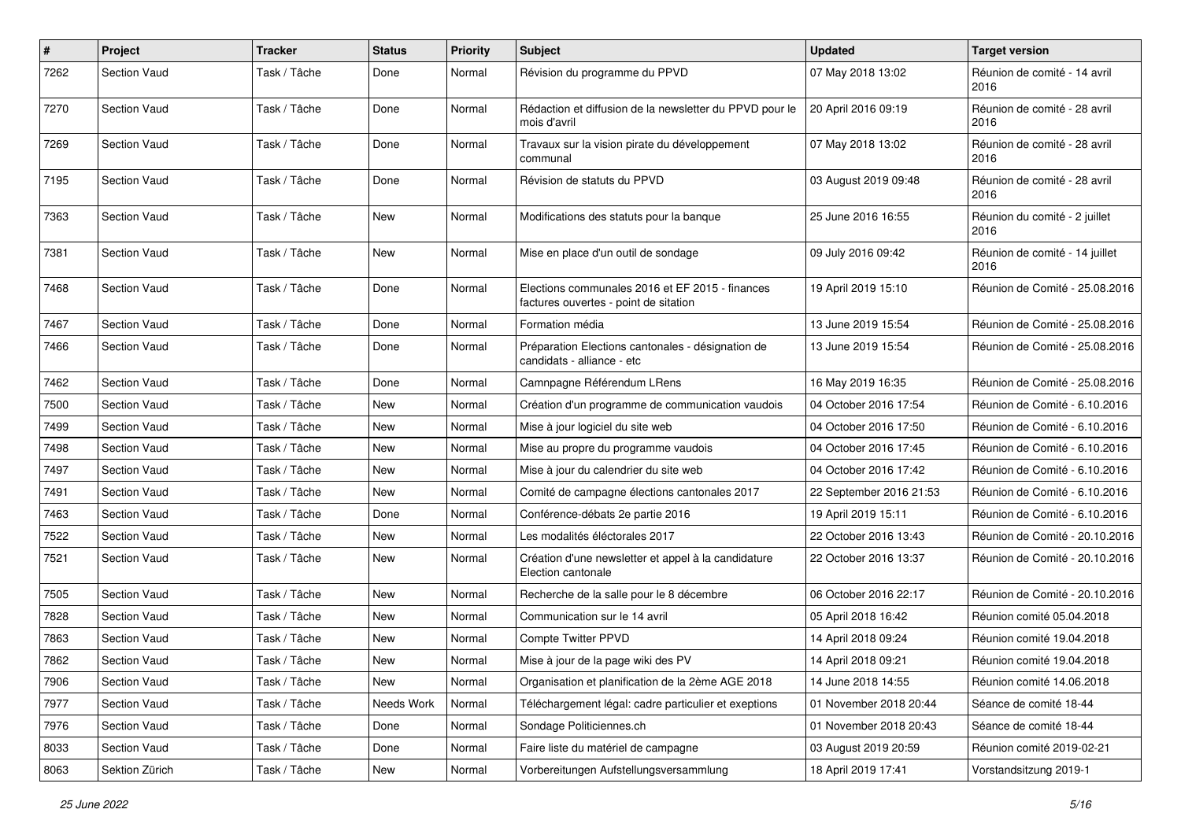| # | Project | Tracker | Status | Priority | Subject | Updated | Target version |
|---|---|---|---|---|---|---|---|
| 7262 | Section Vaud | Task / Tâche | Done | Normal | Révision du programme du PPVD | 07 May 2018 13:02 | Réunion de comité - 14 avril 2016 |
| 7270 | Section Vaud | Task / Tâche | Done | Normal | Rédaction et diffusion de la newsletter du PPVD pour le mois d'avril | 20 April 2016 09:19 | Réunion de comité - 28 avril 2016 |
| 7269 | Section Vaud | Task / Tâche | Done | Normal | Travaux sur la vision pirate du développement communal | 07 May 2018 13:02 | Réunion de comité - 28 avril 2016 |
| 7195 | Section Vaud | Task / Tâche | Done | Normal | Révision de statuts du PPVD | 03 August 2019 09:48 | Réunion de comité - 28 avril 2016 |
| 7363 | Section Vaud | Task / Tâche | New | Normal | Modifications des statuts pour la banque | 25 June 2016 16:55 | Réunion du comité - 2 juillet 2016 |
| 7381 | Section Vaud | Task / Tâche | New | Normal | Mise en place d'un outil de sondage | 09 July 2016 09:42 | Réunion de comité - 14 juillet 2016 |
| 7468 | Section Vaud | Task / Tâche | Done | Normal | Elections communales 2016 et EF 2015 - finances factures ouvertes - point de sitation | 19 April 2019 15:10 | Réunion de Comité - 25.08.2016 |
| 7467 | Section Vaud | Task / Tâche | Done | Normal | Formation média | 13 June 2019 15:54 | Réunion de Comité - 25.08.2016 |
| 7466 | Section Vaud | Task / Tâche | Done | Normal | Préparation Elections cantonales - désignation de candidats - alliance - etc | 13 June 2019 15:54 | Réunion de Comité - 25.08.2016 |
| 7462 | Section Vaud | Task / Tâche | Done | Normal | Camnpagne Référendum LRens | 16 May 2019 16:35 | Réunion de Comité - 25.08.2016 |
| 7500 | Section Vaud | Task / Tâche | New | Normal | Création d'un programme de communication vaudois | 04 October 2016 17:54 | Réunion de Comité - 6.10.2016 |
| 7499 | Section Vaud | Task / Tâche | New | Normal | Mise à jour logiciel du site web | 04 October 2016 17:50 | Réunion de Comité - 6.10.2016 |
| 7498 | Section Vaud | Task / Tâche | New | Normal | Mise au propre du programme vaudois | 04 October 2016 17:45 | Réunion de Comité - 6.10.2016 |
| 7497 | Section Vaud | Task / Tâche | New | Normal | Mise à jour du calendrier du site web | 04 October 2016 17:42 | Réunion de Comité - 6.10.2016 |
| 7491 | Section Vaud | Task / Tâche | New | Normal | Comité de campagne élections cantonales 2017 | 22 September 2016 21:53 | Réunion de Comité - 6.10.2016 |
| 7463 | Section Vaud | Task / Tâche | Done | Normal | Conférence-débats 2e partie 2016 | 19 April 2019 15:11 | Réunion de Comité - 6.10.2016 |
| 7522 | Section Vaud | Task / Tâche | New | Normal | Les modalités éléctorales 2017 | 22 October 2016 13:43 | Réunion de Comité - 20.10.2016 |
| 7521 | Section Vaud | Task / Tâche | New | Normal | Création d'une newsletter et appel à la candidature Election cantonale | 22 October 2016 13:37 | Réunion de Comité - 20.10.2016 |
| 7505 | Section Vaud | Task / Tâche | New | Normal | Recherche de la salle pour le 8 décembre | 06 October 2016 22:17 | Réunion de Comité - 20.10.2016 |
| 7828 | Section Vaud | Task / Tâche | New | Normal | Communication sur le 14 avril | 05 April 2018 16:42 | Réunion comité 05.04.2018 |
| 7863 | Section Vaud | Task / Tâche | New | Normal | Compte Twitter PPVD | 14 April 2018 09:24 | Réunion comité 19.04.2018 |
| 7862 | Section Vaud | Task / Tâche | New | Normal | Mise à jour de la page wiki des PV | 14 April 2018 09:21 | Réunion comité 19.04.2018 |
| 7906 | Section Vaud | Task / Tâche | New | Normal | Organisation et planification de la 2ème AGE 2018 | 14 June 2018 14:55 | Réunion comité 14.06.2018 |
| 7977 | Section Vaud | Task / Tâche | Needs Work | Normal | Téléchargement légal: cadre particulier et exeptions | 01 November 2018 20:44 | Séance de comité 18-44 |
| 7976 | Section Vaud | Task / Tâche | Done | Normal | Sondage Politiciennes.ch | 01 November 2018 20:43 | Séance de comité 18-44 |
| 8033 | Section Vaud | Task / Tâche | Done | Normal | Faire liste du matériel de campagne | 03 August 2019 20:59 | Réunion comité 2019-02-21 |
| 8063 | Sektion Zürich | Task / Tâche | New | Normal | Vorbereitungen Aufstellungsversammlung | 18 April 2019 17:41 | Vorstandsitzung 2019-1 |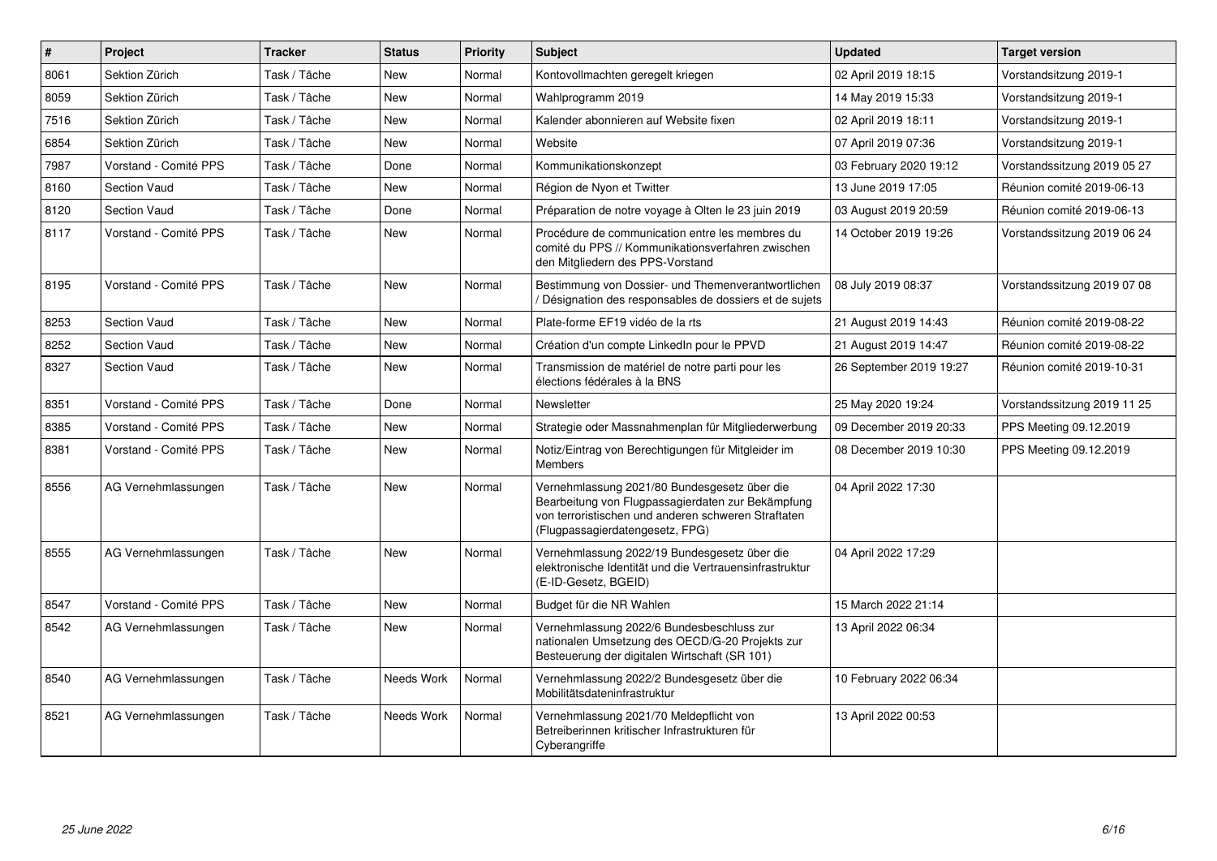| # | Project | Tracker | Status | Priority | Subject | Updated | Target version |
|---|---|---|---|---|---|---|---|
| 8061 | Sektion Zürich | Task / Tâche | New | Normal | Kontovollmachten geregelt kriegen | 02 April 2019 18:15 | Vorstandsitzung 2019-1 |
| 8059 | Sektion Zürich | Task / Tâche | New | Normal | Wahlprogramm 2019 | 14 May 2019 15:33 | Vorstandsitzung 2019-1 |
| 7516 | Sektion Zürich | Task / Tâche | New | Normal | Kalender abonnieren auf Website fixen | 02 April 2019 18:11 | Vorstandsitzung 2019-1 |
| 6854 | Sektion Zürich | Task / Tâche | New | Normal | Website | 07 April 2019 07:36 | Vorstandsitzung 2019-1 |
| 7987 | Vorstand - Comité PPS | Task / Tâche | Done | Normal | Kommunikationskonzept | 03 February 2020 19:12 | Vorstandssitzung 2019 05 27 |
| 8160 | Section Vaud | Task / Tâche | New | Normal | Région de Nyon et Twitter | 13 June 2019 17:05 | Réunion comité 2019-06-13 |
| 8120 | Section Vaud | Task / Tâche | Done | Normal | Préparation de notre voyage à Olten le 23 juin 2019 | 03 August 2019 20:59 | Réunion comité 2019-06-13 |
| 8117 | Vorstand - Comité PPS | Task / Tâche | New | Normal | Procédure de communication entre les membres du comité du PPS // Kommunikationsverfahren zwischen den Mitgliedern des PPS-Vorstand | 14 October 2019 19:26 | Vorstandssitzung 2019 06 24 |
| 8195 | Vorstand - Comité PPS | Task / Tâche | New | Normal | Bestimmung von Dossier- und Themenverantwortlichen / Désignation des responsables de dossiers et de sujets | 08 July 2019 08:37 | Vorstandssitzung 2019 07 08 |
| 8253 | Section Vaud | Task / Tâche | New | Normal | Plate-forme EF19 vidéo de la rts | 21 August 2019 14:43 | Réunion comité 2019-08-22 |
| 8252 | Section Vaud | Task / Tâche | New | Normal | Création d'un compte LinkedIn pour le PPVD | 21 August 2019 14:47 | Réunion comité 2019-08-22 |
| 8327 | Section Vaud | Task / Tâche | New | Normal | Transmission de matériel de notre parti pour les élections fédérales à la BNS | 26 September 2019 19:27 | Réunion comité 2019-10-31 |
| 8351 | Vorstand - Comité PPS | Task / Tâche | Done | Normal | Newsletter | 25 May 2020 19:24 | Vorstandssitzung 2019 11 25 |
| 8385 | Vorstand - Comité PPS | Task / Tâche | New | Normal | Strategie oder Massnahmenplan für Mitgliederwerbung | 09 December 2019 20:33 | PPS Meeting 09.12.2019 |
| 8381 | Vorstand - Comité PPS | Task / Tâche | New | Normal | Notiz/Eintrag von Berechtigungen für Mitgleider im Members | 08 December 2019 10:30 | PPS Meeting 09.12.2019 |
| 8556 | AG Vernehmlassungen | Task / Tâche | New | Normal | Vernehmlassung 2021/80 Bundesgesetz über die Bearbeitung von Flugpassagierdaten zur Bekämpfung von terroristischen und anderen schweren Straftaten (Flugpassagierdatengesetz, FPG) | 04 April 2022 17:30 | |
| 8555 | AG Vernehmlassungen | Task / Tâche | New | Normal | Vernehmlassung 2022/19 Bundesgesetz über die elektronische Identität und die Vertrauensinfrastruktur (E-ID-Gesetz, BGEID) | 04 April 2022 17:29 | |
| 8547 | Vorstand - Comité PPS | Task / Tâche | New | Normal | Budget für die NR Wahlen | 15 March 2022 21:14 | |
| 8542 | AG Vernehmlassungen | Task / Tâche | New | Normal | Vernehmlassung 2022/6 Bundesbeschluss zur nationalen Umsetzung des OECD/G-20 Projekts zur Besteuerung der digitalen Wirtschaft (SR 101) | 13 April 2022 06:34 | |
| 8540 | AG Vernehmlassungen | Task / Tâche | Needs Work | Normal | Vernehmlassung 2022/2 Bundesgesetz über die Mobilitätsdateninfrastruktur | 10 February 2022 06:34 | |
| 8521 | AG Vernehmlassungen | Task / Tâche | Needs Work | Normal | Vernehmlassung 2021/70 Meldepflicht von Betreiberinnen kritischer Infrastrukturen für Cyberangriffe | 13 April 2022 00:53 | |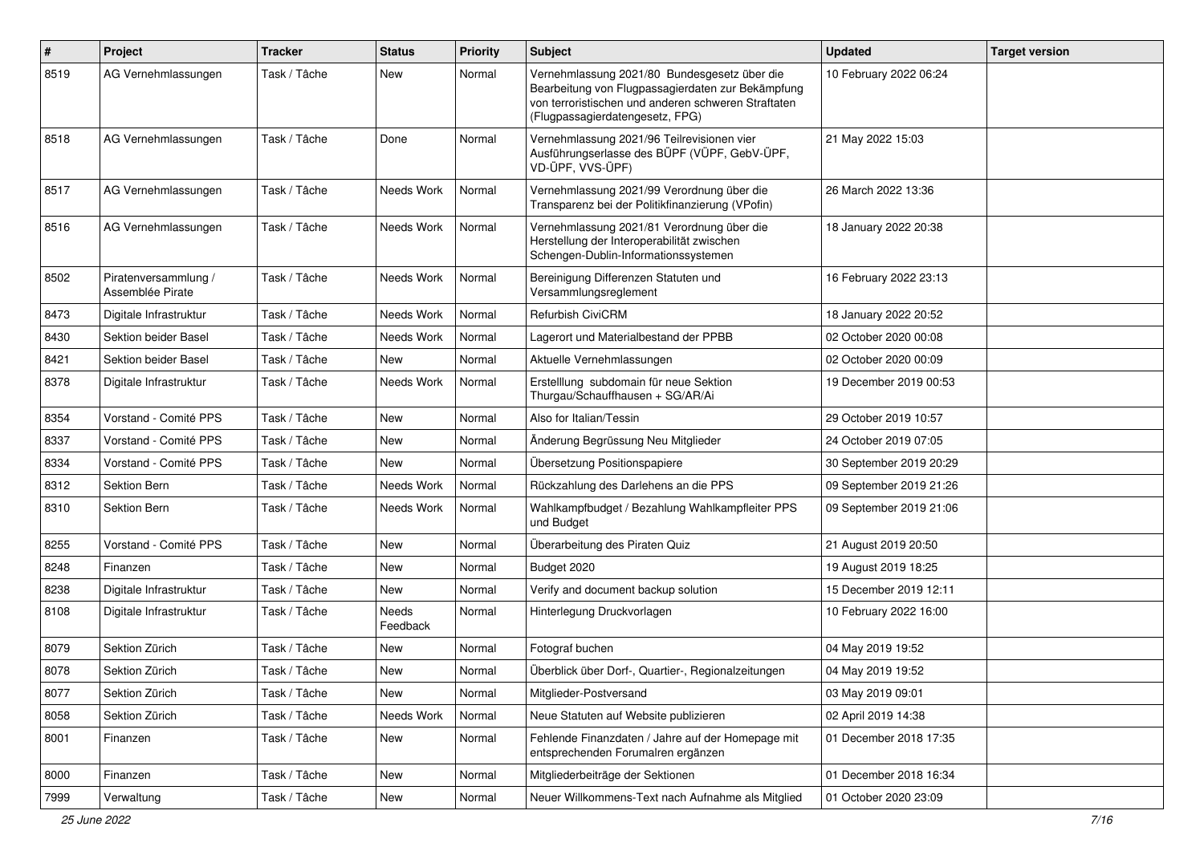| # | Project | Tracker | Status | Priority | Subject | Updated | Target version |
|---|---|---|---|---|---|---|---|
| 8519 | AG Vernehmlassungen | Task / Tâche | New | Normal | Vernehmlassung 2021/80 Bundesgesetz über die Bearbeitung von Flugpassagierdaten zur Bekämpfung von terroristischen und anderen schweren Straftaten (Flugpassagierdatengesetz, FPG) | 10 February 2022 06:24 | |
| 8518 | AG Vernehmlassungen | Task / Tâche | Done | Normal | Vernehmlassung 2021/96 Teilrevisionen vier Ausführungserlasse des BÜPF (VÜPF, GebV-ÜPF, VD-ÜPF, VVS-ÜPF) | 21 May 2022 15:03 | |
| 8517 | AG Vernehmlassungen | Task / Tâche | Needs Work | Normal | Vernehmlassung 2021/99 Verordnung über die Transparenz bei der Politikfinanzierung (VPofin) | 26 March 2022 13:36 | |
| 8516 | AG Vernehmlassungen | Task / Tâche | Needs Work | Normal | Vernehmlassung 2021/81 Verordnung über die Herstellung der Interoperabilität zwischen Schengen-Dublin-Informationssystemen | 18 January 2022 20:38 | |
| 8502 | Piratenversammlung / Assemblée Pirate | Task / Tâche | Needs Work | Normal | Bereinigung Differenzen Statuten und Versammlungsreglement | 16 February 2022 23:13 | |
| 8473 | Digitale Infrastruktur | Task / Tâche | Needs Work | Normal | Refurbish CiviCRM | 18 January 2022 20:52 | |
| 8430 | Sektion beider Basel | Task / Tâche | Needs Work | Normal | Lagerort und Materialbestand der PPBB | 02 October 2020 00:08 | |
| 8421 | Sektion beider Basel | Task / Tâche | New | Normal | Aktuelle Vernehmlassungen | 02 October 2020 00:09 | |
| 8378 | Digitale Infrastruktur | Task / Tâche | Needs Work | Normal | Erstelllung subdomain für neue Sektion Thurgau/Schauffhausen + SG/AR/Ai | 19 December 2019 00:53 | |
| 8354 | Vorstand - Comité PPS | Task / Tâche | New | Normal | Also for Italian/Tessin | 29 October 2019 10:57 | |
| 8337 | Vorstand - Comité PPS | Task / Tâche | New | Normal | Änderung Begrüssung Neu Mitglieder | 24 October 2019 07:05 | |
| 8334 | Vorstand - Comité PPS | Task / Tâche | New | Normal | Übersetzung Positionspapiere | 30 September 2019 20:29 | |
| 8312 | Sektion Bern | Task / Tâche | Needs Work | Normal | Rückzahlung des Darlehens an die PPS | 09 September 2019 21:26 | |
| 8310 | Sektion Bern | Task / Tâche | Needs Work | Normal | Wahlkampfbudget / Bezahlung Wahlkampfleiter PPS und Budget | 09 September 2019 21:06 | |
| 8255 | Vorstand - Comité PPS | Task / Tâche | New | Normal | Überarbeitung des Piraten Quiz | 21 August 2019 20:50 | |
| 8248 | Finanzen | Task / Tâche | New | Normal | Budget 2020 | 19 August 2019 18:25 | |
| 8238 | Digitale Infrastruktur | Task / Tâche | New | Normal | Verify and document backup solution | 15 December 2019 12:11 | |
| 8108 | Digitale Infrastruktur | Task / Tâche | Needs Feedback | Normal | Hinterlegung Druckvorlagen | 10 February 2022 16:00 | |
| 8079 | Sektion Zürich | Task / Tâche | New | Normal | Fotograf buchen | 04 May 2019 19:52 | |
| 8078 | Sektion Zürich | Task / Tâche | New | Normal | Überblick über Dorf-, Quartier-, Regionalzeitungen | 04 May 2019 19:52 | |
| 8077 | Sektion Zürich | Task / Tâche | New | Normal | Mitglieder-Postversand | 03 May 2019 09:01 | |
| 8058 | Sektion Zürich | Task / Tâche | Needs Work | Normal | Neue Statuten auf Website publizieren | 02 April 2019 14:38 | |
| 8001 | Finanzen | Task / Tâche | New | Normal | Fehlende Finanzdaten / Jahre auf der Homepage mit entsprechenden Forumalren ergänzen | 01 December 2018 17:35 | |
| 8000 | Finanzen | Task / Tâche | New | Normal | Mitgliederbeiträge der Sektionen | 01 December 2018 16:34 | |
| 7999 | Verwaltung | Task / Tâche | New | Normal | Neuer Willkommens-Text nach Aufnahme als Mitglied | 01 October 2020 23:09 | |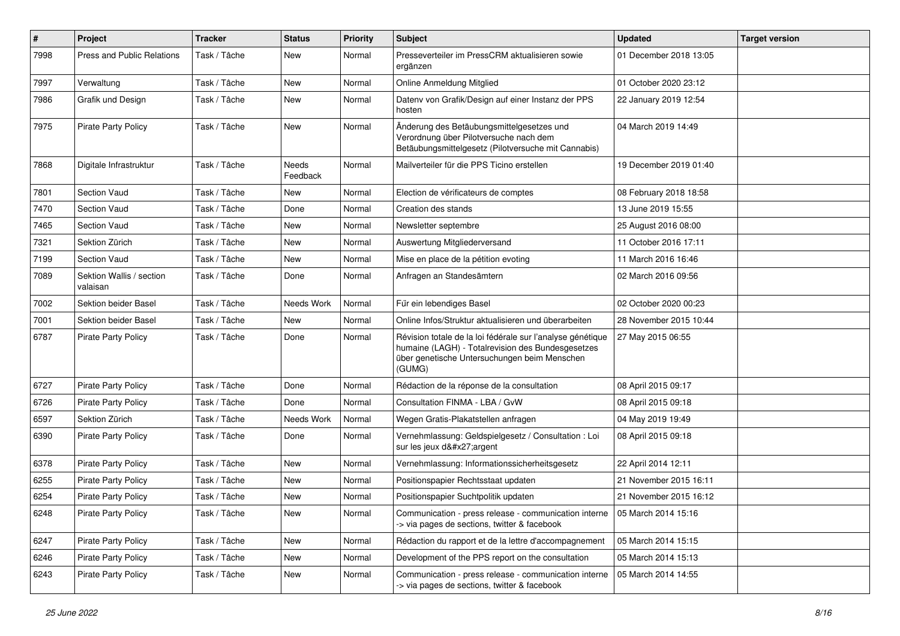| # | Project | Tracker | Status | Priority | Subject | Updated | Target version |
| --- | --- | --- | --- | --- | --- | --- | --- |
| 7998 | Press and Public Relations | Task / Tâche | New | Normal | Presseverteiler im PressCRM aktualisieren sowie ergänzen | 01 December 2018 13:05 | |
| 7997 | Verwaltung | Task / Tâche | New | Normal | Online Anmeldung Mitglied | 01 October 2020 23:12 | |
| 7986 | Grafik und Design | Task / Tâche | New | Normal | Datenv von Grafik/Design auf einer Instanz der PPS hosten | 22 January 2019 12:54 | |
| 7975 | Pirate Party Policy | Task / Tâche | New | Normal | Änderung des Betäubungsmittelgesetzes und Verordnung über Pilotversuche nach dem Betäubungsmittelgesetz (Pilotversuche mit Cannabis) | 04 March 2019 14:49 | |
| 7868 | Digitale Infrastruktur | Task / Tâche | Needs Feedback | Normal | Mailverteiler für die PPS Ticino erstellen | 19 December 2019 01:40 | |
| 7801 | Section Vaud | Task / Tâche | New | Normal | Election de vérificateurs de comptes | 08 February 2018 18:58 | |
| 7470 | Section Vaud | Task / Tâche | Done | Normal | Creation des stands | 13 June 2019 15:55 | |
| 7465 | Section Vaud | Task / Tâche | New | Normal | Newsletter septembre | 25 August 2016 08:00 | |
| 7321 | Sektion Zürich | Task / Tâche | New | Normal | Auswertung Mitgliederversand | 11 October 2016 17:11 | |
| 7199 | Section Vaud | Task / Tâche | New | Normal | Mise en place de la pétition evoting | 11 March 2016 16:46 | |
| 7089 | Sektion Wallis / section valaisan | Task / Tâche | Done | Normal | Anfragen an Standesämtern | 02 March 2016 09:56 | |
| 7002 | Sektion beider Basel | Task / Tâche | Needs Work | Normal | Für ein lebendiges Basel | 02 October 2020 00:23 | |
| 7001 | Sektion beider Basel | Task / Tâche | New | Normal | Online Infos/Struktur aktualisieren und überarbeiten | 28 November 2015 10:44 | |
| 6787 | Pirate Party Policy | Task / Tâche | Done | Normal | Révision totale de la loi fédérale sur l'analyse génétique humaine (LAGH) - Totalrevision des Bundesgesetzes über genetische Untersuchungen beim Menschen (GUMG) | 27 May 2015 06:55 | |
| 6727 | Pirate Party Policy | Task / Tâche | Done | Normal | Rédaction de la réponse de la consultation | 08 April 2015 09:17 | |
| 6726 | Pirate Party Policy | Task / Tâche | Done | Normal | Consultation FINMA - LBA / GvW | 08 April 2015 09:18 | |
| 6597 | Sektion Zürich | Task / Tâche | Needs Work | Normal | Wegen Gratis-Plakatstellen anfragen | 04 May 2019 19:49 | |
| 6390 | Pirate Party Policy | Task / Tâche | Done | Normal | Vernehmlassung: Geldspielgesetz / Consultation : Loi sur les jeux d&#x27;argent | 08 April 2015 09:18 | |
| 6378 | Pirate Party Policy | Task / Tâche | New | Normal | Vernehmlassung: Informationssicherheitsgesetz | 22 April 2014 12:11 | |
| 6255 | Pirate Party Policy | Task / Tâche | New | Normal | Positionspapier Rechtsstaat updaten | 21 November 2015 16:11 | |
| 6254 | Pirate Party Policy | Task / Tâche | New | Normal | Positionspapier Suchtpolitik updaten | 21 November 2015 16:12 | |
| 6248 | Pirate Party Policy | Task / Tâche | New | Normal | Communication - press release - communication interne -> via pages de sections, twitter & facebook | 05 March 2014 15:16 | |
| 6247 | Pirate Party Policy | Task / Tâche | New | Normal | Rédaction du rapport et de la lettre d'accompagnement | 05 March 2014 15:15 | |
| 6246 | Pirate Party Policy | Task / Tâche | New | Normal | Development of the PPS report on the consultation | 05 March 2014 15:13 | |
| 6243 | Pirate Party Policy | Task / Tâche | New | Normal | Communication - press release - communication interne -> via pages de sections, twitter & facebook | 05 March 2014 14:55 | |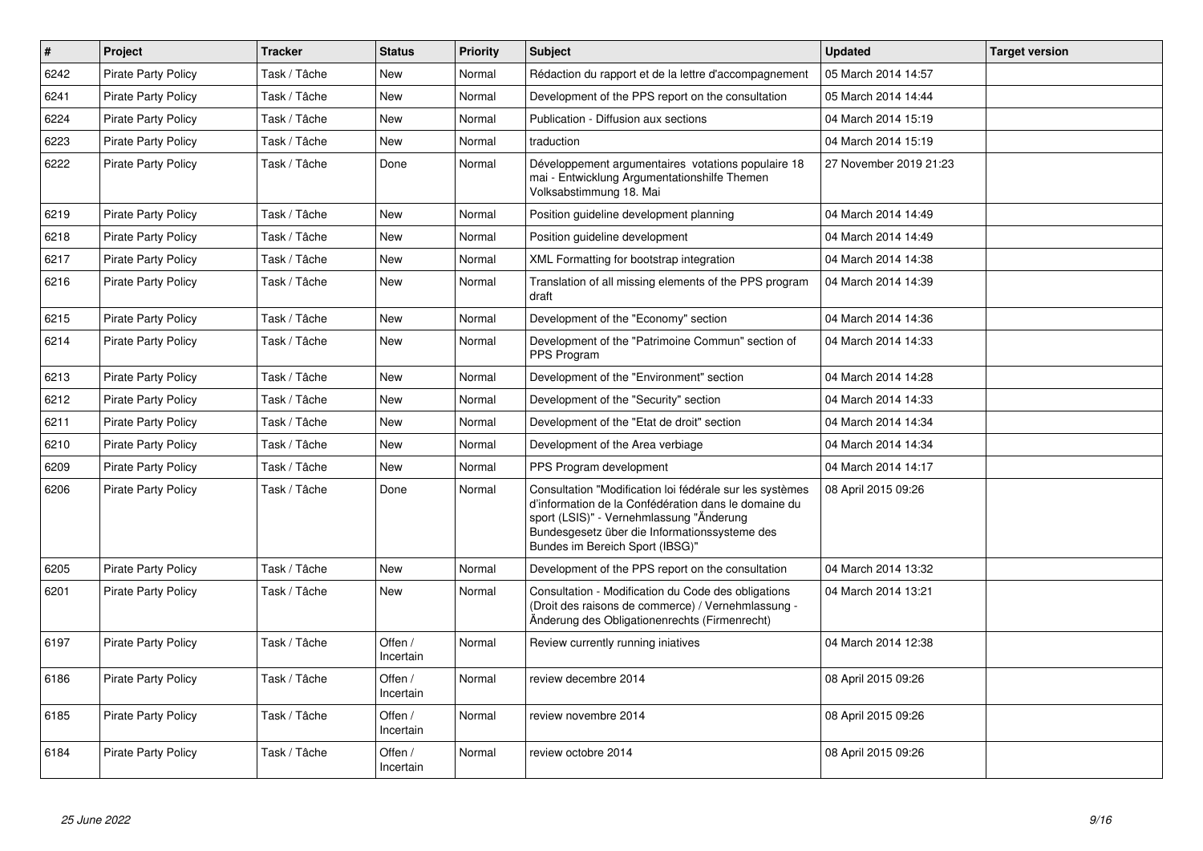| # | Project | Tracker | Status | Priority | Subject | Updated | Target version |
|---|---|---|---|---|---|---|---|
| 6242 | Pirate Party Policy | Task / Tâche | New | Normal | Rédaction du rapport et de la lettre d'accompagnement | 05 March 2014 14:57 | |
| 6241 | Pirate Party Policy | Task / Tâche | New | Normal | Development of the PPS report on the consultation | 05 March 2014 14:44 | |
| 6224 | Pirate Party Policy | Task / Tâche | New | Normal | Publication - Diffusion aux sections | 04 March 2014 15:19 | |
| 6223 | Pirate Party Policy | Task / Tâche | New | Normal | traduction | 04 March 2014 15:19 | |
| 6222 | Pirate Party Policy | Task / Tâche | Done | Normal | Développement argumentaires votations populaire 18 mai - Entwicklung Argumentationshilfe Themen Volksabstimmung 18. Mai | 27 November 2019 21:23 | |
| 6219 | Pirate Party Policy | Task / Tâche | New | Normal | Position guideline development planning | 04 March 2014 14:49 | |
| 6218 | Pirate Party Policy | Task / Tâche | New | Normal | Position guideline development | 04 March 2014 14:49 | |
| 6217 | Pirate Party Policy | Task / Tâche | New | Normal | XML Formatting for bootstrap integration | 04 March 2014 14:38 | |
| 6216 | Pirate Party Policy | Task / Tâche | New | Normal | Translation of all missing elements of the PPS program draft | 04 March 2014 14:39 | |
| 6215 | Pirate Party Policy | Task / Tâche | New | Normal | Development of the "Economy" section | 04 March 2014 14:36 | |
| 6214 | Pirate Party Policy | Task / Tâche | New | Normal | Development of the "Patrimoine Commun" section of PPS Program | 04 March 2014 14:33 | |
| 6213 | Pirate Party Policy | Task / Tâche | New | Normal | Development of the "Environment" section | 04 March 2014 14:28 | |
| 6212 | Pirate Party Policy | Task / Tâche | New | Normal | Development of the "Security" section | 04 March 2014 14:33 | |
| 6211 | Pirate Party Policy | Task / Tâche | New | Normal | Development of the "Etat de droit" section | 04 March 2014 14:34 | |
| 6210 | Pirate Party Policy | Task / Tâche | New | Normal | Development of the Area verbiage | 04 March 2014 14:34 | |
| 6209 | Pirate Party Policy | Task / Tâche | New | Normal | PPS Program development | 04 March 2014 14:17 | |
| 6206 | Pirate Party Policy | Task / Tâche | Done | Normal | Consultation "Modification loi fédérale sur les systèmes d'information de la Confédération dans le domaine du sport (LSIS)" - Vernehmlassung "Änderung Bundesgesetz über die Informationssysteme des Bundes im Bereich Sport (IBSG)" | 08 April 2015 09:26 | |
| 6205 | Pirate Party Policy | Task / Tâche | New | Normal | Development of the PPS report on the consultation | 04 March 2014 13:32 | |
| 6201 | Pirate Party Policy | Task / Tâche | New | Normal | Consultation - Modification du Code des obligations (Droit des raisons de commerce) / Vernehmlassung - Änderung des Obligationenrechts (Firmenrecht) | 04 March 2014 13:21 | |
| 6197 | Pirate Party Policy | Task / Tâche | Offen / Incertain | Normal | Review currently running iniatives | 04 March 2014 12:38 | |
| 6186 | Pirate Party Policy | Task / Tâche | Offen / Incertain | Normal | review decembre 2014 | 08 April 2015 09:26 | |
| 6185 | Pirate Party Policy | Task / Tâche | Offen / Incertain | Normal | review novembre 2014 | 08 April 2015 09:26 | |
| 6184 | Pirate Party Policy | Task / Tâche | Offen / Incertain | Normal | review octobre 2014 | 08 April 2015 09:26 | |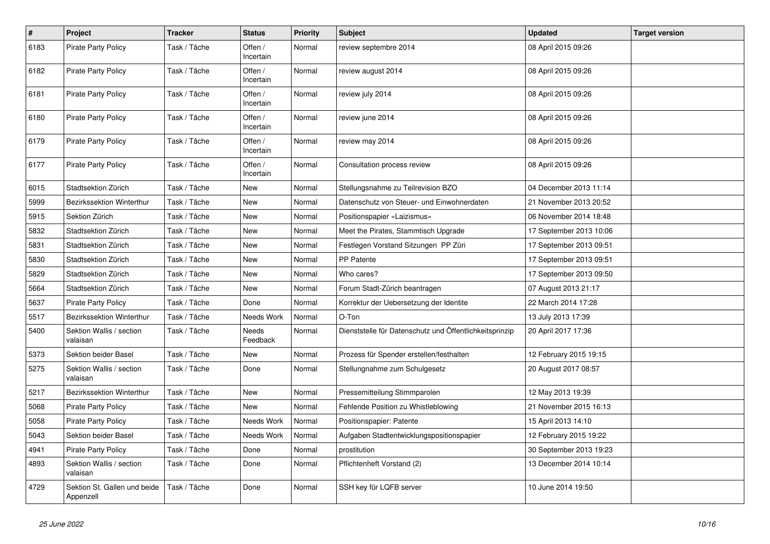| # | Project | Tracker | Status | Priority | Subject | Updated | Target version |
|---|---|---|---|---|---|---|---|
| 6183 | Pirate Party Policy | Task / Tâche | Offen / Incertain | Normal | review septembre 2014 | 08 April 2015 09:26 | |
| 6182 | Pirate Party Policy | Task / Tâche | Offen / Incertain | Normal | review august 2014 | 08 April 2015 09:26 | |
| 6181 | Pirate Party Policy | Task / Tâche | Offen / Incertain | Normal | review july 2014 | 08 April 2015 09:26 | |
| 6180 | Pirate Party Policy | Task / Tâche | Offen / Incertain | Normal | review june 2014 | 08 April 2015 09:26 | |
| 6179 | Pirate Party Policy | Task / Tâche | Offen / Incertain | Normal | review may 2014 | 08 April 2015 09:26 | |
| 6177 | Pirate Party Policy | Task / Tâche | Offen / Incertain | Normal | Consultation process review | 08 April 2015 09:26 | |
| 6015 | Stadtsektion Zürich | Task / Tâche | New | Normal | Stellungsnahme zu Teilrevision BZO | 04 December 2013 11:14 | |
| 5999 | Bezirkssektion Winterthur | Task / Tâche | New | Normal | Datenschutz von Steuer- und Einwohnerdaten | 21 November 2013 20:52 | |
| 5915 | Sektion Zürich | Task / Tâche | New | Normal | Positionspapier «Laizismus» | 06 November 2014 18:48 | |
| 5832 | Stadtsektion Zürich | Task / Tâche | New | Normal | Meet the Pirates, Stammtisch Upgrade | 17 September 2013 10:06 | |
| 5831 | Stadtsektion Zürich | Task / Tâche | New | Normal | Festlegen Vorstand Sitzungen PP Züri | 17 September 2013 09:51 | |
| 5830 | Stadtsektion Zürich | Task / Tâche | New | Normal | PP Patente | 17 September 2013 09:51 | |
| 5829 | Stadtsektion Zürich | Task / Tâche | New | Normal | Who cares? | 17 September 2013 09:50 | |
| 5664 | Stadtsektion Zürich | Task / Tâche | New | Normal | Forum Stadt-Zürich beantragen | 07 August 2013 21:17 | |
| 5637 | Pirate Party Policy | Task / Tâche | Done | Normal | Korrektur der Uebersetzung der Identite | 22 March 2014 17:28 | |
| 5517 | Bezirkssektion Winterthur | Task / Tâche | Needs Work | Normal | O-Ton | 13 July 2013 17:39 | |
| 5400 | Sektion Wallis / section valaisan | Task / Tâche | Needs Feedback | Normal | Dienststelle für Datenschutz und Öffentlichkeitsprinzip | 20 April 2017 17:36 | |
| 5373 | Sektion beider Basel | Task / Tâche | New | Normal | Prozess für Spender erstellen/festhalten | 12 February 2015 19:15 | |
| 5275 | Sektion Wallis / section valaisan | Task / Tâche | Done | Normal | Stellungnahme zum Schulgesetz | 20 August 2017 08:57 | |
| 5217 | Bezirkssektion Winterthur | Task / Tâche | New | Normal | Pressemitteilung Stimmparolen | 12 May 2013 19:39 | |
| 5068 | Pirate Party Policy | Task / Tâche | New | Normal | Fehlende Position zu Whistleblowing | 21 November 2015 16:13 | |
| 5058 | Pirate Party Policy | Task / Tâche | Needs Work | Normal | Positionspapier: Patente | 15 April 2013 14:10 | |
| 5043 | Sektion beider Basel | Task / Tâche | Needs Work | Normal | Aufgaben Stadtentwicklungspositionspapier | 12 February 2015 19:22 | |
| 4941 | Pirate Party Policy | Task / Tâche | Done | Normal | prostitution | 30 September 2013 19:23 | |
| 4893 | Sektion Wallis / section valaisan | Task / Tâche | Done | Normal | Pflichtenheft Vorstand (2) | 13 December 2014 10:14 | |
| 4729 | Sektion St. Gallen und beide Appenzell | Task / Tâche | Done | Normal | SSH key für LQFB server | 10 June 2014 19:50 | |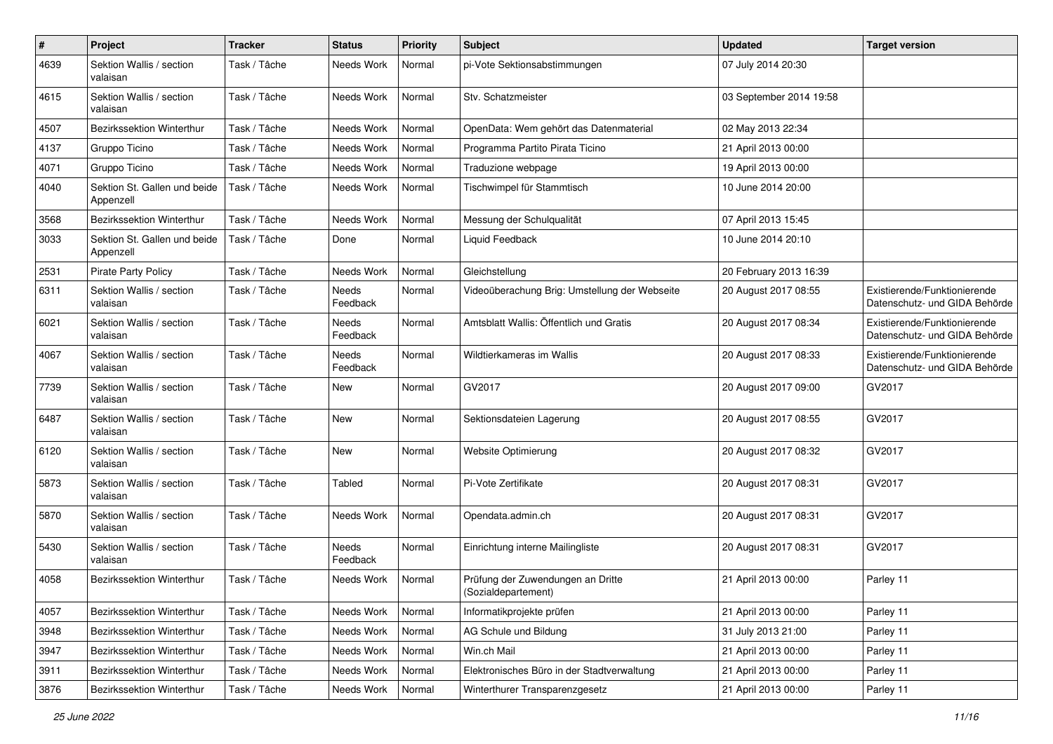| # | Project | Tracker | Status | Priority | Subject | Updated | Target version |
|---|---|---|---|---|---|---|---|
| 4639 | Sektion Wallis / section valaisan | Task / Tâche | Needs Work | Normal | pi-Vote Sektionsabstimmungen | 07 July 2014 20:30 | |
| 4615 | Sektion Wallis / section valaisan | Task / Tâche | Needs Work | Normal | Stv. Schatzmeister | 03 September 2014 19:58 | |
| 4507 | Bezirkssektion Winterthur | Task / Tâche | Needs Work | Normal | OpenData: Wem gehört das Datenmaterial | 02 May 2013 22:34 | |
| 4137 | Gruppo Ticino | Task / Tâche | Needs Work | Normal | Programma Partito Pirata Ticino | 21 April 2013 00:00 | |
| 4071 | Gruppo Ticino | Task / Tâche | Needs Work | Normal | Traduzione webpage | 19 April 2013 00:00 | |
| 4040 | Sektion St. Gallen und beide Appenzell | Task / Tâche | Needs Work | Normal | Tischwimpel für Stammtisch | 10 June 2014 20:00 | |
| 3568 | Bezirkssektion Winterthur | Task / Tâche | Needs Work | Normal | Messung der Schulqualität | 07 April 2013 15:45 | |
| 3033 | Sektion St. Gallen und beide Appenzell | Task / Tâche | Done | Normal | Liquid Feedback | 10 June 2014 20:10 | |
| 2531 | Pirate Party Policy | Task / Tâche | Needs Work | Normal | Gleichstellung | 20 February 2013 16:39 | |
| 6311 | Sektion Wallis / section valaisan | Task / Tâche | Needs Feedback | Normal | Videoüberachung Brig: Umstellung der Webseite | 20 August 2017 08:55 | Existierende/Funktionierende Datenschutz- und GIDA Behörde |
| 6021 | Sektion Wallis / section valaisan | Task / Tâche | Needs Feedback | Normal | Amtsblatt Wallis: Öffentlich und Gratis | 20 August 2017 08:34 | Existierende/Funktionierende Datenschutz- und GIDA Behörde |
| 4067 | Sektion Wallis / section valaisan | Task / Tâche | Needs Feedback | Normal | Wildtierkameras im Wallis | 20 August 2017 08:33 | Existierende/Funktionierende Datenschutz- und GIDA Behörde |
| 7739 | Sektion Wallis / section valaisan | Task / Tâche | New | Normal | GV2017 | 20 August 2017 09:00 | GV2017 |
| 6487 | Sektion Wallis / section valaisan | Task / Tâche | New | Normal | Sektionsdateien Lagerung | 20 August 2017 08:55 | GV2017 |
| 6120 | Sektion Wallis / section valaisan | Task / Tâche | New | Normal | Website Optimierung | 20 August 2017 08:32 | GV2017 |
| 5873 | Sektion Wallis / section valaisan | Task / Tâche | Tabled | Normal | Pi-Vote Zertifikate | 20 August 2017 08:31 | GV2017 |
| 5870 | Sektion Wallis / section valaisan | Task / Tâche | Needs Work | Normal | Opendata.admin.ch | 20 August 2017 08:31 | GV2017 |
| 5430 | Sektion Wallis / section valaisan | Task / Tâche | Needs Feedback | Normal | Einrichtung interne Mailingliste | 20 August 2017 08:31 | GV2017 |
| 4058 | Bezirkssektion Winterthur | Task / Tâche | Needs Work | Normal | Prüfung der Zuwendungen an Dritte (Sozialdepartement) | 21 April 2013 00:00 | Parley 11 |
| 4057 | Bezirkssektion Winterthur | Task / Tâche | Needs Work | Normal | Informatikprojekte prüfen | 21 April 2013 00:00 | Parley 11 |
| 3948 | Bezirkssektion Winterthur | Task / Tâche | Needs Work | Normal | AG Schule und Bildung | 31 July 2013 21:00 | Parley 11 |
| 3947 | Bezirkssektion Winterthur | Task / Tâche | Needs Work | Normal | Win.ch Mail | 21 April 2013 00:00 | Parley 11 |
| 3911 | Bezirkssektion Winterthur | Task / Tâche | Needs Work | Normal | Elektronisches Büro in der Stadtverwaltung | 21 April 2013 00:00 | Parley 11 |
| 3876 | Bezirkssektion Winterthur | Task / Tâche | Needs Work | Normal | Winterthurer Transparenzgesetz | 21 April 2013 00:00 | Parley 11 |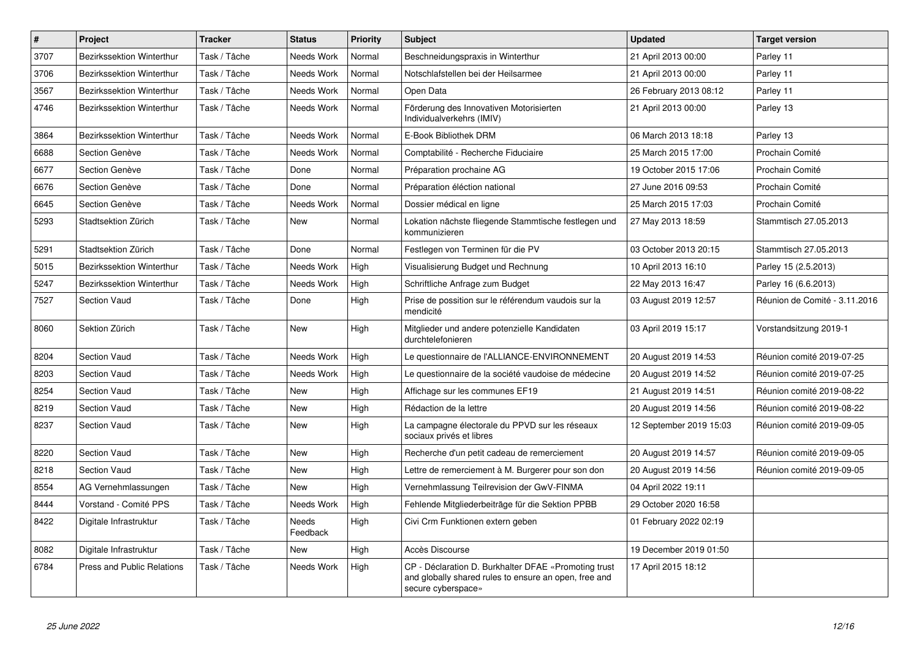| # | Project | Tracker | Status | Priority | Subject | Updated | Target version |
|---|---|---|---|---|---|---|---|
| 3707 | Bezirkssektion Winterthur | Task / Tâche | Needs Work | Normal | Beschneidungspraxis in Winterthur | 21 April 2013 00:00 | Parley 11 |
| 3706 | Bezirkssektion Winterthur | Task / Tâche | Needs Work | Normal | Notschlafstellen bei der Heilsarmee | 21 April 2013 00:00 | Parley 11 |
| 3567 | Bezirkssektion Winterthur | Task / Tâche | Needs Work | Normal | Open Data | 26 February 2013 08:12 | Parley 11 |
| 4746 | Bezirkssektion Winterthur | Task / Tâche | Needs Work | Normal | Förderung des Innovativen Motorisierten Individualverkehrs (IMIV) | 21 April 2013 00:00 | Parley 13 |
| 3864 | Bezirkssektion Winterthur | Task / Tâche | Needs Work | Normal | E-Book Bibliothek DRM | 06 March 2013 18:18 | Parley 13 |
| 6688 | Section Genève | Task / Tâche | Needs Work | Normal | Comptabilité - Recherche Fiduciaire | 25 March 2015 17:00 | Prochain Comité |
| 6677 | Section Genève | Task / Tâche | Done | Normal | Préparation prochaine AG | 19 October 2015 17:06 | Prochain Comité |
| 6676 | Section Genève | Task / Tâche | Done | Normal | Préparation éléction national | 27 June 2016 09:53 | Prochain Comité |
| 6645 | Section Genève | Task / Tâche | Needs Work | Normal | Dossier médical en ligne | 25 March 2015 17:03 | Prochain Comité |
| 5293 | Stadtsektion Zürich | Task / Tâche | New | Normal | Lokation nächste fliegende Stammtische festlegen und kommunizieren | 27 May 2013 18:59 | Stammtisch 27.05.2013 |
| 5291 | Stadtsektion Zürich | Task / Tâche | Done | Normal | Festlegen von Terminen für die PV | 03 October 2013 20:15 | Stammtisch 27.05.2013 |
| 5015 | Bezirkssektion Winterthur | Task / Tâche | Needs Work | High | Visualisierung Budget und Rechnung | 10 April 2013 16:10 | Parley 15 (2.5.2013) |
| 5247 | Bezirkssektion Winterthur | Task / Tâche | Needs Work | High | Schriftliche Anfrage zum Budget | 22 May 2013 16:47 | Parley 16 (6.6.2013) |
| 7527 | Section Vaud | Task / Tâche | Done | High | Prise de possition sur le référendum vaudois sur la mendicité | 03 August 2019 12:57 | Réunion de Comité - 3.11.2016 |
| 8060 | Sektion Zürich | Task / Tâche | New | High | Mitglieder und andere potenzielle Kandidaten durchtelefonieren | 03 April 2019 15:17 | Vorstandsitzung 2019-1 |
| 8204 | Section Vaud | Task / Tâche | Needs Work | High | Le questionnaire de l'ALLIANCE-ENVIRONNEMENT | 20 August 2019 14:53 | Réunion comité 2019-07-25 |
| 8203 | Section Vaud | Task / Tâche | Needs Work | High | Le questionnaire de la société vaudoise de médecine | 20 August 2019 14:52 | Réunion comité 2019-07-25 |
| 8254 | Section Vaud | Task / Tâche | New | High | Affichage sur les communes EF19 | 21 August 2019 14:51 | Réunion comité 2019-08-22 |
| 8219 | Section Vaud | Task / Tâche | New | High | Rédaction de la lettre | 20 August 2019 14:56 | Réunion comité 2019-08-22 |
| 8237 | Section Vaud | Task / Tâche | New | High | La campagne électorale du PPVD sur les réseaux sociaux privés et libres | 12 September 2019 15:03 | Réunion comité 2019-09-05 |
| 8220 | Section Vaud | Task / Tâche | New | High | Recherche d'un petit cadeau de remerciement | 20 August 2019 14:57 | Réunion comité 2019-09-05 |
| 8218 | Section Vaud | Task / Tâche | New | High | Lettre de remerciement à M. Burgerer pour son don | 20 August 2019 14:56 | Réunion comité 2019-09-05 |
| 8554 | AG Vernehmlassungen | Task / Tâche | New | High | Vernehmlassung Teilrevision der GwV-FINMA | 04 April 2022 19:11 | |
| 8444 | Vorstand - Comité PPS | Task / Tâche | Needs Work | High | Fehlende Mitgliederbeiträge für die Sektion PPBB | 29 October 2020 16:58 | |
| 8422 | Digitale Infrastruktur | Task / Tâche | Needs Feedback | High | Civi Crm Funktionen extern geben | 01 February 2022 02:19 | |
| 8082 | Digitale Infrastruktur | Task / Tâche | New | High | Accès Discourse | 19 December 2019 01:50 | |
| 6784 | Press and Public Relations | Task / Tâche | Needs Work | High | CP - Déclaration D. Burkhalter DFAE «Promoting trust and globally shared rules to ensure an open, free and secure cyberspace» | 17 April 2015 18:12 | |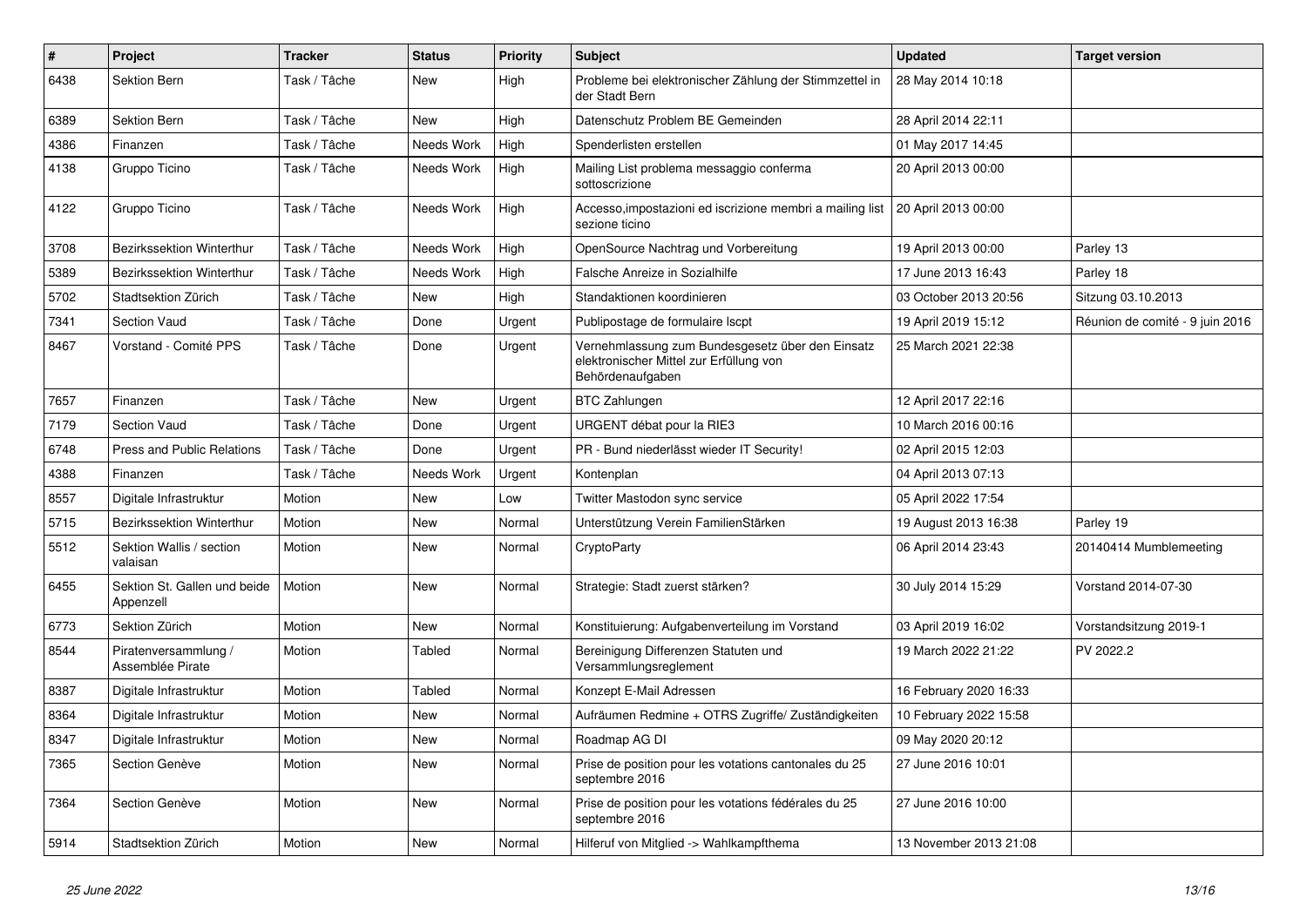| # | Project | Tracker | Status | Priority | Subject | Updated | Target version |
|---|---|---|---|---|---|---|---|
| 6438 | Sektion Bern | Task / Tâche | New | High | Probleme bei elektronischer Zählung der Stimmzettel in der Stadt Bern | 28 May 2014 10:18 | |
| 6389 | Sektion Bern | Task / Tâche | New | High | Datenschutz Problem BE Gemeinden | 28 April 2014 22:11 | |
| 4386 | Finanzen | Task / Tâche | Needs Work | High | Spenderlisten erstellen | 01 May 2017 14:45 | |
| 4138 | Gruppo Ticino | Task / Tâche | Needs Work | High | Mailing List problema messaggio conferma sottoscrizione | 20 April 2013 00:00 | |
| 4122 | Gruppo Ticino | Task / Tâche | Needs Work | High | Accesso,impostazioni ed iscrizione membri a mailing list sezione ticino | 20 April 2013 00:00 | |
| 3708 | Bezirkssektion Winterthur | Task / Tâche | Needs Work | High | OpenSource Nachtrag und Vorbereitung | 19 April 2013 00:00 | Parley 13 |
| 5389 | Bezirkssektion Winterthur | Task / Tâche | Needs Work | High | Falsche Anreize in Sozialhilfe | 17 June 2013 16:43 | Parley 18 |
| 5702 | Stadtsektion Zürich | Task / Tâche | New | High | Standaktionen koordinieren | 03 October 2013 20:56 | Sitzung 03.10.2013 |
| 7341 | Section Vaud | Task / Tâche | Done | Urgent | Publipostage de formulaire lscpt | 19 April 2019 15:12 | Réunion de comité - 9 juin 2016 |
| 8467 | Vorstand - Comité PPS | Task / Tâche | Done | Urgent | Vernehmlassung zum Bundesgesetz über den Einsatz elektronischer Mittel zur Erfüllung von Behördenaufgaben | 25 March 2021 22:38 | |
| 7657 | Finanzen | Task / Tâche | New | Urgent | BTC Zahlungen | 12 April 2017 22:16 | |
| 7179 | Section Vaud | Task / Tâche | Done | Urgent | URGENT débat pour la RIE3 | 10 March 2016 00:16 | |
| 6748 | Press and Public Relations | Task / Tâche | Done | Urgent | PR - Bund niederlässt wieder IT Security! | 02 April 2015 12:03 | |
| 4388 | Finanzen | Task / Tâche | Needs Work | Urgent | Kontenplan | 04 April 2013 07:13 | |
| 8557 | Digitale Infrastruktur | Motion | New | Low | Twitter Mastodon sync service | 05 April 2022 17:54 | |
| 5715 | Bezirkssektion Winterthur | Motion | New | Normal | Unterstützung Verein FamilienStärken | 19 August 2013 16:38 | Parley 19 |
| 5512 | Sektion Wallis / section valaisan | Motion | New | Normal | CryptoParty | 06 April 2014 23:43 | 20140414 Mumblemeeting |
| 6455 | Sektion St. Gallen und beide Appenzell | Motion | New | Normal | Strategie: Stadt zuerst stärken? | 30 July 2014 15:29 | Vorstand 2014-07-30 |
| 6773 | Sektion Zürich | Motion | New | Normal | Konstituierung: Aufgabenverteilung im Vorstand | 03 April 2019 16:02 | Vorstandsitzung 2019-1 |
| 8544 | Piratenversammlung / Assemblée Pirate | Motion | Tabled | Normal | Bereinigung Differenzen Statuten und Versammlungsreglement | 19 March 2022 21:22 | PV 2022.2 |
| 8387 | Digitale Infrastruktur | Motion | Tabled | Normal | Konzept E-Mail Adressen | 16 February 2020 16:33 | |
| 8364 | Digitale Infrastruktur | Motion | New | Normal | Aufräumen Redmine + OTRS Zugriffe/ Zuständigkeiten | 10 February 2022 15:58 | |
| 8347 | Digitale Infrastruktur | Motion | New | Normal | Roadmap AG DI | 09 May 2020 20:12 | |
| 7365 | Section Genève | Motion | New | Normal | Prise de position pour les votations cantonales du 25 septembre 2016 | 27 June 2016 10:01 | |
| 7364 | Section Genève | Motion | New | Normal | Prise de position pour les votations fédérales du 25 septembre 2016 | 27 June 2016 10:00 | |
| 5914 | Stadtsektion Zürich | Motion | New | Normal | Hilferuf von Mitglied -> Wahlkampfthema | 13 November 2013 21:08 | |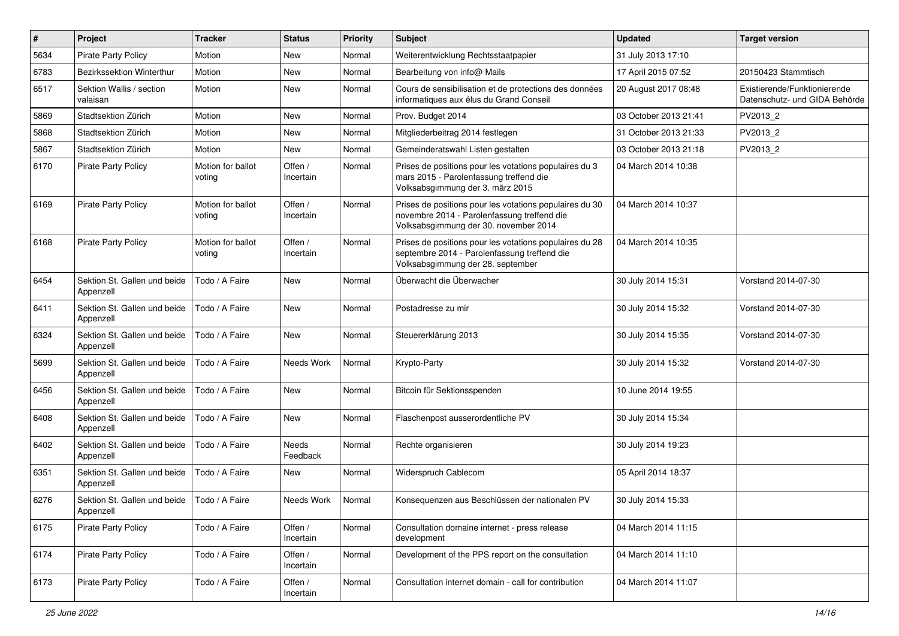| # | Project | Tracker | Status | Priority | Subject | Updated | Target version |
|---|---|---|---|---|---|---|---|
| 5634 | Pirate Party Policy | Motion | New | Normal | Weiterentwicklung Rechtsstaatpapier | 31 July 2013 17:10 | |
| 6783 | Bezirkssektion Winterthur | Motion | New | Normal | Bearbeitung von info@ Mails | 17 April 2015 07:52 | 20150423 Stammtisch |
| 6517 | Sektion Wallis / section valaisan | Motion | New | Normal | Cours de sensibilisation et de protections des données informatiques aux élus du Grand Conseil | 20 August 2017 08:48 | Existierende/Funktionierende Datenschutz- und GIDA Behörde |
| 5869 | Stadtsektion Zürich | Motion | New | Normal | Prov. Budget 2014 | 03 October 2013 21:41 | PV2013_2 |
| 5868 | Stadtsektion Zürich | Motion | New | Normal | Mitgliederbeitrag 2014 festlegen | 31 October 2013 21:33 | PV2013_2 |
| 5867 | Stadtsektion Zürich | Motion | New | Normal | Gemeinderatswahl Listen gestalten | 03 October 2013 21:18 | PV2013_2 |
| 6170 | Pirate Party Policy | Motion for ballot voting | Offen / Incertain | Normal | Prises de positions pour les votations populaires du 3 mars 2015 - Parolenfassung treffend die Volksabsgimmung der 3. märz 2015 | 04 March 2014 10:38 | |
| 6169 | Pirate Party Policy | Motion for ballot voting | Offen / Incertain | Normal | Prises de positions pour les votations populaires du 30 novembre 2014 - Parolenfassung treffend die Volksabsgimmung der 30. november 2014 | 04 March 2014 10:37 | |
| 6168 | Pirate Party Policy | Motion for ballot voting | Offen / Incertain | Normal | Prises de positions pour les votations populaires du 28 septembre 2014 - Parolenfassung treffend die Volksabsgimmung der 28. september | 04 March 2014 10:35 | |
| 6454 | Sektion St. Gallen und beide Appenzell | Todo / A Faire | New | Normal | Überwacht die Überwacher | 30 July 2014 15:31 | Vorstand 2014-07-30 |
| 6411 | Sektion St. Gallen und beide Appenzell | Todo / A Faire | New | Normal | Postadresse zu mir | 30 July 2014 15:32 | Vorstand 2014-07-30 |
| 6324 | Sektion St. Gallen und beide Appenzell | Todo / A Faire | New | Normal | Steuererklärung 2013 | 30 July 2014 15:35 | Vorstand 2014-07-30 |
| 5699 | Sektion St. Gallen und beide Appenzell | Todo / A Faire | Needs Work | Normal | Krypto-Party | 30 July 2014 15:32 | Vorstand 2014-07-30 |
| 6456 | Sektion St. Gallen und beide Appenzell | Todo / A Faire | New | Normal | Bitcoin für Sektionsspenden | 10 June 2014 19:55 | |
| 6408 | Sektion St. Gallen und beide Appenzell | Todo / A Faire | New | Normal | Flaschenpost ausserordentliche PV | 30 July 2014 15:34 | |
| 6402 | Sektion St. Gallen und beide Appenzell | Todo / A Faire | Needs Feedback | Normal | Rechte organisieren | 30 July 2014 19:23 | |
| 6351 | Sektion St. Gallen und beide Appenzell | Todo / A Faire | New | Normal | Widerspruch Cablecom | 05 April 2014 18:37 | |
| 6276 | Sektion St. Gallen und beide Appenzell | Todo / A Faire | Needs Work | Normal | Konsequenzen aus Beschlüssen der nationalen PV | 30 July 2014 15:33 | |
| 6175 | Pirate Party Policy | Todo / A Faire | Offen / Incertain | Normal | Consultation domaine internet - press release development | 04 March 2014 11:15 | |
| 6174 | Pirate Party Policy | Todo / A Faire | Offen / Incertain | Normal | Development of the PPS report on the consultation | 04 March 2014 11:10 | |
| 6173 | Pirate Party Policy | Todo / A Faire | Offen / Incertain | Normal | Consultation internet domain - call for contribution | 04 March 2014 11:07 | |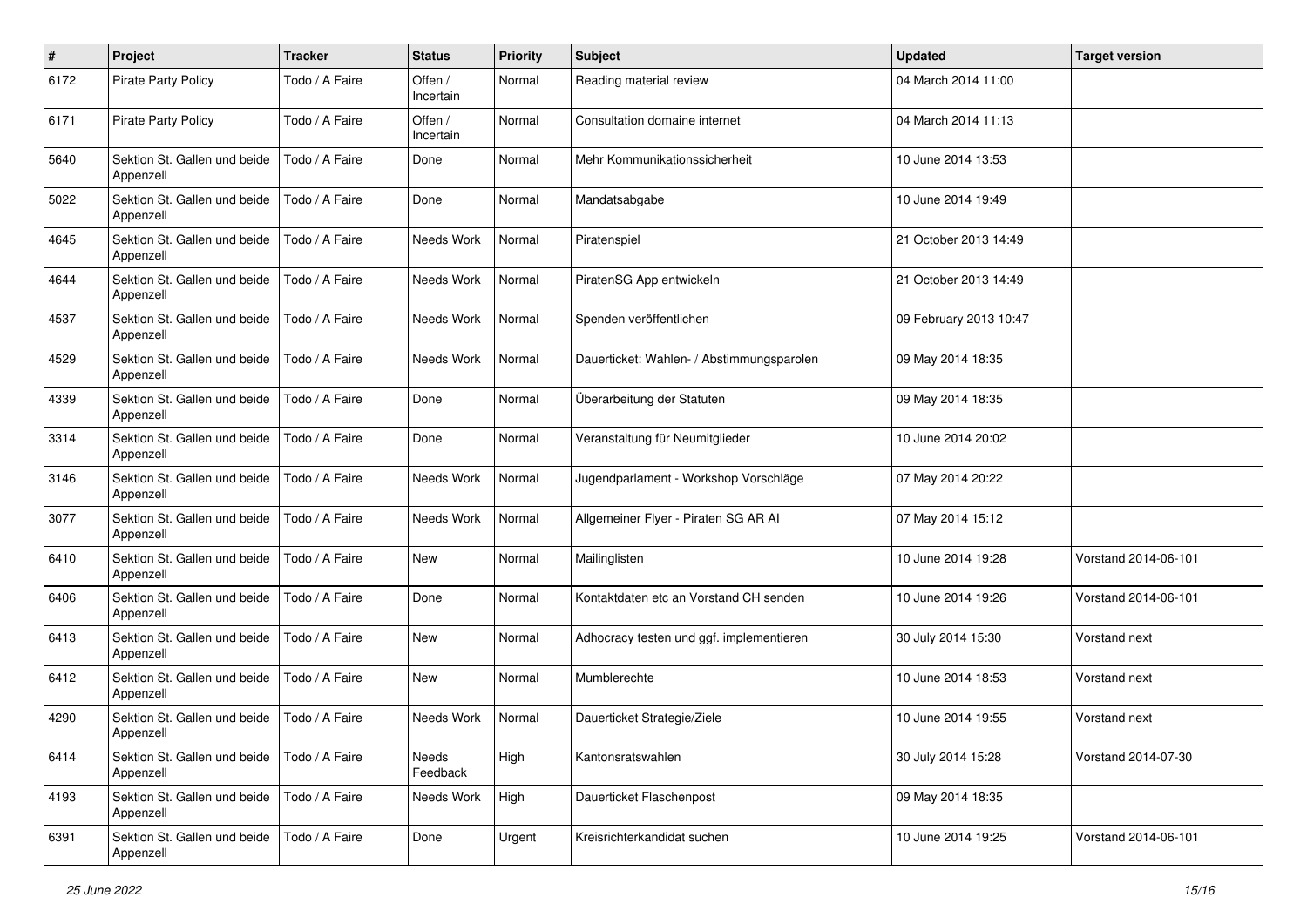| # | Project | Tracker | Status | Priority | Subject | Updated | Target version |
|---|---|---|---|---|---|---|---|
| 6172 | Pirate Party Policy | Todo / A Faire | Offen / Incertain | Normal | Reading material review | 04 March 2014 11:00 | |
| 6171 | Pirate Party Policy | Todo / A Faire | Offen / Incertain | Normal | Consultation domaine internet | 04 March 2014 11:13 | |
| 5640 | Sektion St. Gallen und beide Appenzell | Todo / A Faire | Done | Normal | Mehr Kommunikationssicherheit | 10 June 2014 13:53 | |
| 5022 | Sektion St. Gallen und beide Appenzell | Todo / A Faire | Done | Normal | Mandatsabgabe | 10 June 2014 19:49 | |
| 4645 | Sektion St. Gallen und beide Appenzell | Todo / A Faire | Needs Work | Normal | Piratenspiel | 21 October 2013 14:49 | |
| 4644 | Sektion St. Gallen und beide Appenzell | Todo / A Faire | Needs Work | Normal | PiratenSG App entwickeln | 21 October 2013 14:49 | |
| 4537 | Sektion St. Gallen und beide Appenzell | Todo / A Faire | Needs Work | Normal | Spenden veröffentlichen | 09 February 2013 10:47 | |
| 4529 | Sektion St. Gallen und beide Appenzell | Todo / A Faire | Needs Work | Normal | Dauerticket: Wahlen- / Abstimmungsparolen | 09 May 2014 18:35 | |
| 4339 | Sektion St. Gallen und beide Appenzell | Todo / A Faire | Done | Normal | Überarbeitung der Statuten | 09 May 2014 18:35 | |
| 3314 | Sektion St. Gallen und beide Appenzell | Todo / A Faire | Done | Normal | Veranstaltung für Neumitglieder | 10 June 2014 20:02 | |
| 3146 | Sektion St. Gallen und beide Appenzell | Todo / A Faire | Needs Work | Normal | Jugendparlament - Workshop Vorschläge | 07 May 2014 20:22 | |
| 3077 | Sektion St. Gallen und beide Appenzell | Todo / A Faire | Needs Work | Normal | Allgemeiner Flyer - Piraten SG AR AI | 07 May 2014 15:12 | |
| 6410 | Sektion St. Gallen und beide Appenzell | Todo / A Faire | New | Normal | Mailinglisten | 10 June 2014 19:28 | Vorstand 2014-06-101 |
| 6406 | Sektion St. Gallen und beide Appenzell | Todo / A Faire | Done | Normal | Kontaktdaten etc an Vorstand CH senden | 10 June 2014 19:26 | Vorstand 2014-06-101 |
| 6413 | Sektion St. Gallen und beide Appenzell | Todo / A Faire | New | Normal | Adhocracy testen und ggf. implementieren | 30 July 2014 15:30 | Vorstand next |
| 6412 | Sektion St. Gallen und beide Appenzell | Todo / A Faire | New | Normal | Mumblerechte | 10 June 2014 18:53 | Vorstand next |
| 4290 | Sektion St. Gallen und beide Appenzell | Todo / A Faire | Needs Work | Normal | Dauerticket Strategie/Ziele | 10 June 2014 19:55 | Vorstand next |
| 6414 | Sektion St. Gallen und beide Appenzell | Todo / A Faire | Needs Feedback | High | Kantonsratswahlen | 30 July 2014 15:28 | Vorstand 2014-07-30 |
| 4193 | Sektion St. Gallen und beide Appenzell | Todo / A Faire | Needs Work | High | Dauerticket Flaschenpost | 09 May 2014 18:35 | |
| 6391 | Sektion St. Gallen und beide Appenzell | Todo / A Faire | Done | Urgent | Kreisrichterkandidat suchen | 10 June 2014 19:25 | Vorstand 2014-06-101 |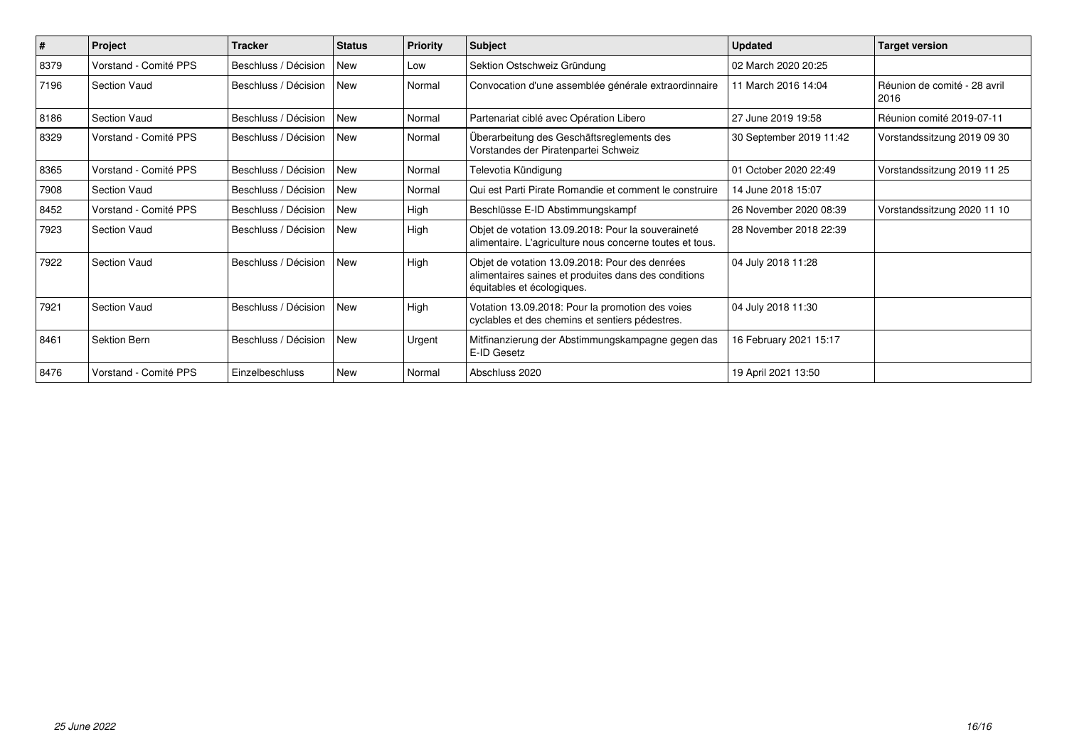| # | Project | Tracker | Status | Priority | Subject | Updated | Target version |
|---|---|---|---|---|---|---|---|
| 8379 | Vorstand - Comité PPS | Beschluss / Décision | New | Low | Sektion Ostschweiz Gründung | 02 March 2020 20:25 | |
| 7196 | Section Vaud | Beschluss / Décision | New | Normal | Convocation d'une assemblée générale extraordinaire | 11 March 2016 14:04 | Réunion de comité - 28 avril 2016 |
| 8186 | Section Vaud | Beschluss / Décision | New | Normal | Partenariat ciblé avec Opération Libero | 27 June 2019 19:58 | Réunion comité 2019-07-11 |
| 8329 | Vorstand - Comité PPS | Beschluss / Décision | New | Normal | Überarbeitung des Geschäftsreglements des Vorstandes der Piratenpartei Schweiz | 30 September 2019 11:42 | Vorstandssitzung 2019 09 30 |
| 8365 | Vorstand - Comité PPS | Beschluss / Décision | New | Normal | Televotia Kündigung | 01 October 2020 22:49 | Vorstandssitzung 2019 11 25 |
| 7908 | Section Vaud | Beschluss / Décision | New | Normal | Qui est Parti Pirate Romandie et comment le construire | 14 June 2018 15:07 | |
| 8452 | Vorstand - Comité PPS | Beschluss / Décision | New | High | Beschlüsse E-ID Abstimmungskampf | 26 November 2020 08:39 | Vorstandssitzung 2020 11 10 |
| 7923 | Section Vaud | Beschluss / Décision | New | High | Objet de votation 13.09.2018: Pour la souveraineté alimentaire. L'agriculture nous concerne toutes et tous. | 28 November 2018 22:39 | |
| 7922 | Section Vaud | Beschluss / Décision | New | High | Objet de votation 13.09.2018: Pour des denrées alimentaires saines et produites dans des conditions équitables et écologiques. | 04 July 2018 11:28 | |
| 7921 | Section Vaud | Beschluss / Décision | New | High | Votation 13.09.2018: Pour la promotion des voies cyclables et des chemins et sentiers pédestres. | 04 July 2018 11:30 | |
| 8461 | Sektion Bern | Beschluss / Décision | New | Urgent | Mitfinanzierung der Abstimmungskampagne gegen das E-ID Gesetz | 16 February 2021 15:17 | |
| 8476 | Vorstand - Comité PPS | Einzelbeschluss | New | Normal | Abschluss 2020 | 19 April 2021 13:50 | |